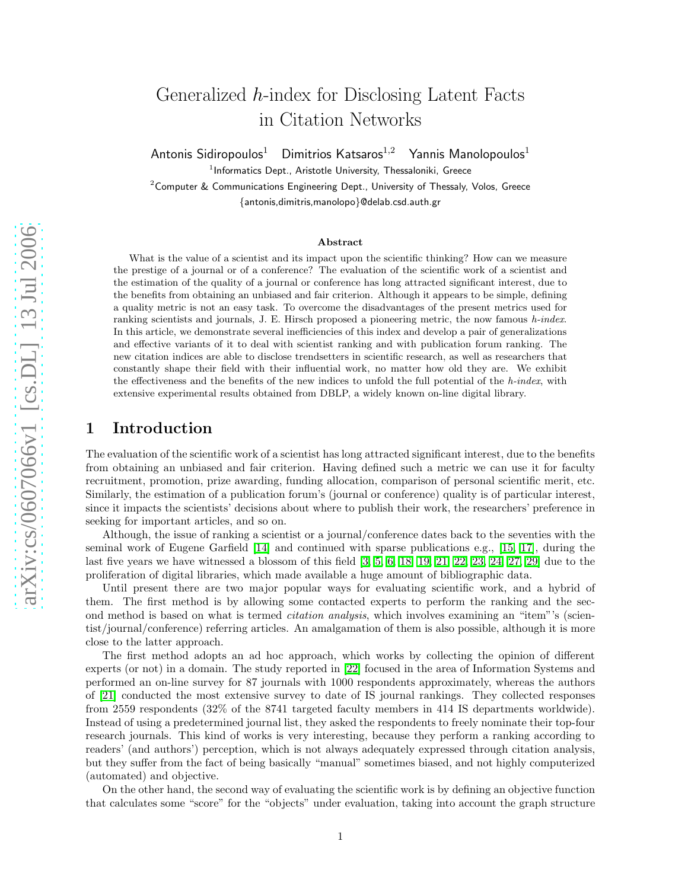# Generalized *h*-index for Disclosing Latent Facts in Citation Networks

Antonis Sidiropoulos[1] Dimitrios Katsaros[1,2] Yannis Manolopoulos[1]

[1]Informatics Dept., Aristotle University, Thessaloniki, Greece

[2]Computer & Communications Engineering Dept., University of Thessaly, Volos, Greece

{antonis,dimitris,manolopo}@delab.csd.auth.gr

arXiv:cs/0607066v1 [cs.DL] 13 Jul 2006

### Abstract

What is the value of a scientist and its impact upon the scientific thinking? How can we measure the prestige of a journal or of a conference? The evaluation of the scientific work of a scientist and the estimation of the quality of a journal or conference has long attracted significant interest, due to the benefits from obtaining an unbiased and fair criterion. Although it appears to be simple, defining a quality metric is not an easy task. To overcome the disadvantages of the present metrics used for ranking scientists and journals, J. E. Hirsch proposed a pioneering metric, the now famous *h-index*. In this article, we demonstrate several inefficiencies of this index and develop a pair of generalizations and effective variants of it to deal with scientist ranking and with publication forum ranking. The new citation indices are able to disclose trendsetters in scientific research, as well as researchers that constantly shape their field with their influential work, no matter how old they are. We exhibit the effectiveness and the benefits of the new indices to unfold the full potential of the *h-index*, with extensive experimental results obtained from DBLP, a widely known on-line digital library.

## 1 Introduction

The evaluation of the scientific work of a scientist has long attracted significant interest, due to the benefits from obtaining an unbiased and fair criterion. Having defined such a metric we can use it for faculty recruitment, promotion, prize awarding, funding allocation, comparison of personal scientific merit, etc. Similarly, the estimation of a publication forum's (journal or conference) quality is of particular interest, since it impacts the scientists' decisions about where to publish their work, the researchers' preference in seeking for important articles, and so on.

Although, the issue of ranking a scientist or a journal/conference dates back to the seventies with the seminal work of Eugene Garfield [14] and continued with sparse publications e.g., [15, 17], during the last five years we have witnessed a blossom of this field [3, 5, 6, 18, 19, 21, 22, 23, 24, 27, 29] due to the proliferation of digital libraries, which made available a huge amount of bibliographic data.

Until present there are two major popular ways for evaluating scientific work, and a hybrid of them. The first method is by allowing some contacted experts to perform the ranking and the second method is based on what is termed *citation analysis*, which involves examining an "item"'s (scientist/journal/conference) referring articles. An amalgamation of them is also possible, although it is more close to the latter approach.

The first method adopts an ad hoc approach, which works by collecting the opinion of different experts (or not) in a domain. The study reported in [22] focused in the area of Information Systems and performed an on-line survey for 87 journals with 1000 respondents approximately, whereas the authors of [21] conducted the most extensive survey to date of IS journal rankings. They collected responses from 2559 respondents (32% of the 8741 targeted faculty members in 414 IS departments worldwide). Instead of using a predetermined journal list, they asked the respondents to freely nominate their top-four research journals. This kind of works is very interesting, because they perform a ranking according to readers' (and authors') perception, which is not always adequately expressed through citation analysis, but they suffer from the fact of being basically "manual" sometimes biased, and not highly computerized (automated) and objective.

On the other hand, the second way of evaluating the scientific work is by defining an objective function that calculates some "score" for the "objects" under evaluation, taking into account the graph structure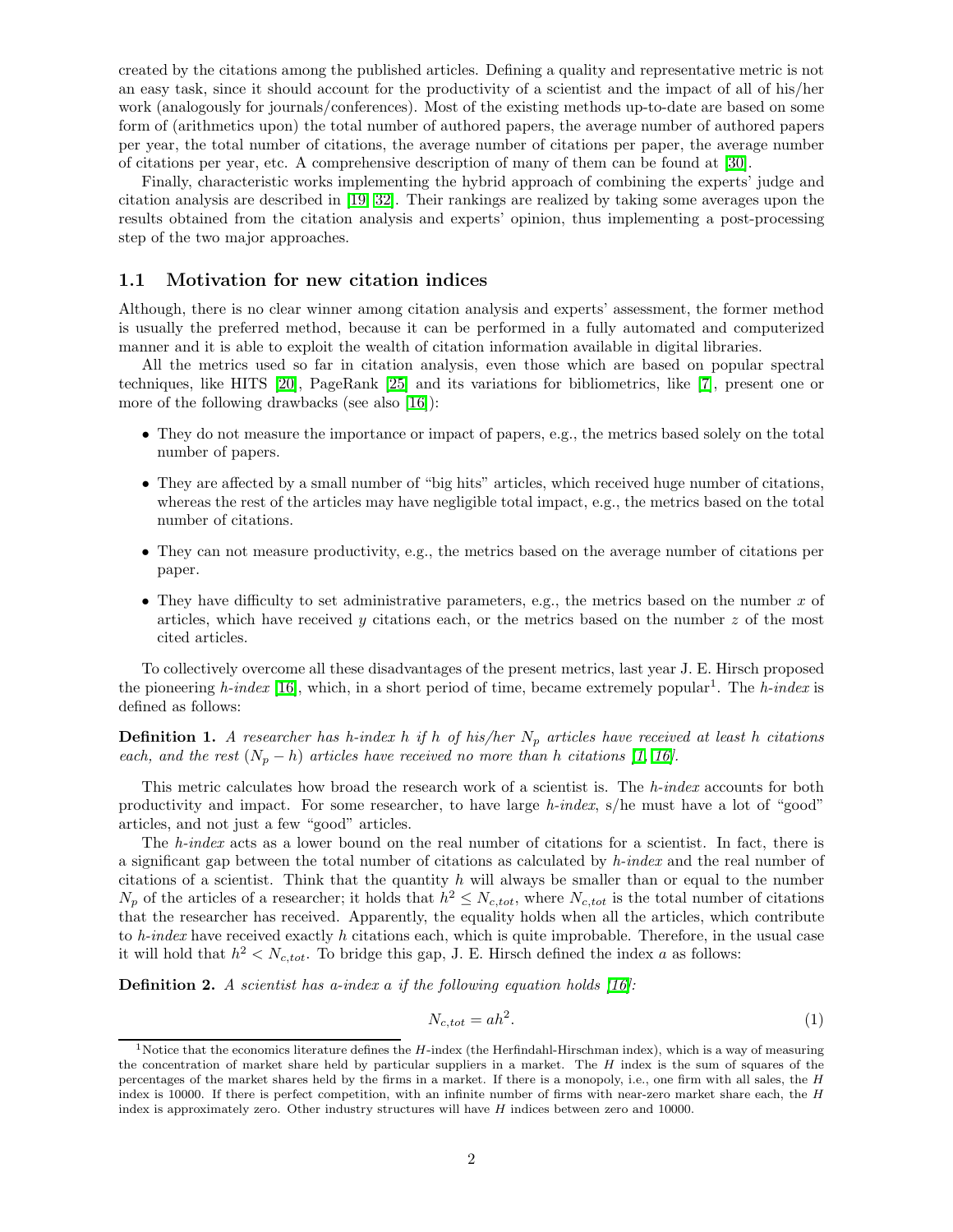created by the citations among the published articles. Defining a quality and representative metric is not an easy task, since it should account for the productivity of a scientist and the impact of all of his/her work (analogously for journals/conferences). Most of the existing methods up-to-date are based on some form of (arithmetics upon) the total number of authored papers, the average number of authored papers per year, the total number of citations, the average number of citations per paper, the average number of citations per year, etc. A comprehensive description of many of them can be found at [30].

Finally, characteristic works implementing the hybrid approach of combining the experts' judge and citation analysis are described in [19, 32]. Their rankings are realized by taking some averages upon the results obtained from the citation analysis and experts' opinion, thus implementing a post-processing step of the two major approaches.

### 1.1 Motivation for new citation indices

Although, there is no clear winner among citation analysis and experts' assessment, the former method is usually the preferred method, because it can be performed in a fully automated and computerized manner and it is able to exploit the wealth of citation information available in digital libraries.

All the metrics used so far in citation analysis, even those which are based on popular spectral techniques, like HITS [20], PageRank [25] and its variations for bibliometrics, like [7], present one or more of the following drawbacks (see also [16]):

- They do not measure the importance or impact of papers, e.g., the metrics based solely on the total number of papers.
- They are affected by a small number of "big hits" articles, which received huge number of citations, whereas the rest of the articles may have negligible total impact, e.g., the metrics based on the total number of citations.
- They can not measure productivity, e.g., the metrics based on the average number of citations per paper.
- They have difficulty to set administrative parameters, e.g., the metrics based on the number $x$ of articles, which have received $y$ citations each, or the metrics based on the number $z$ of the most cited articles.

To collectively overcome all these disadvantages of the present metrics, last year J. E. Hirsch proposed the pioneering *h-index* [16], which, in a short period of time, became extremely popular[1]. The *h-index* is defined as follows:

**Definition 1.** *A researcher has h-index $h$ if $h$ of his/her $N_p$ articles have received at least $h$ citations each, and the rest $(N_p - h)$ articles have received no more than $h$ citations [1, 16].*

This metric calculates how broad the research work of a scientist is. The *h-index* accounts for both productivity and impact. For some researcher, to have large *h-index*, s/he must have a lot of "good" articles, and not just a few "good" articles.

The *h-index* acts as a lower bound on the real number of citations for a scientist. In fact, there is a significant gap between the total number of citations as calculated by *h-index* and the real number of citations of a scientist. Think that the quantity $h$ will always be smaller than or equal to the number $N_p$ of the articles of a researcher; it holds that $h^2 \leq N_{c,tot}$, where $N_{c,tot}$ is the total number of citations that the researcher has received. Apparently, the equality holds when all the articles, which contribute to *h-index* have received exactly $h$ citations each, which is quite improbable. Therefore, in the usual case it will hold that $h^2 < N_{c,tot}$. To bridge this gap, J. E. Hirsch defined the index $a$ as follows:

**Definition 2.** *A scientist has a-index $a$ if the following equation holds [16]:*

$$N_{c,tot} = ah^2. \tag{1}$$

[1] Notice that the economics literature defines the $H$-index (the Herfindahl-Hirschman index), which is a way of measuring the concentration of market share held by particular suppliers in a market. The $H$ index is the sum of squares of the percentages of the market shares held by the firms in a market. If there is a monopoly, i.e., one firm with all sales, the $H$ index is 10000. If there is perfect competition, with an infinite number of firms with near-zero market share each, the $H$ index is approximately zero. Other industry structures will have $H$ indices between zero and 10000.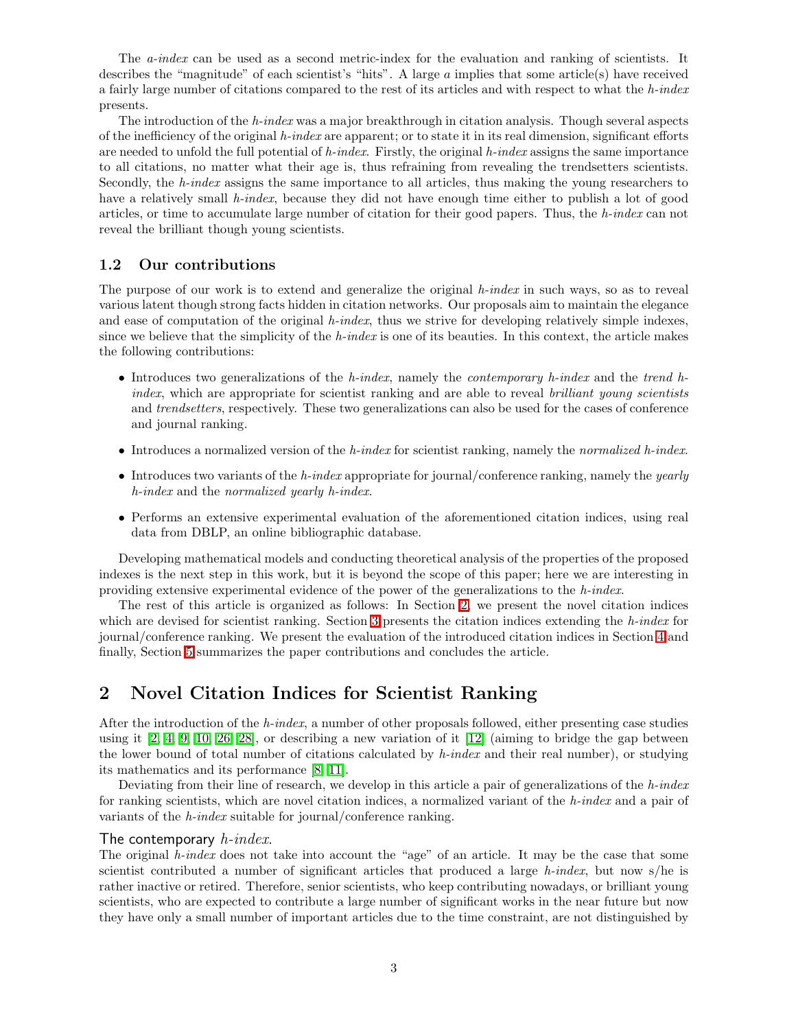The *a-index* can be used as a second metric-index for the evaluation and ranking of scientists. It describes the "magnitude" of each scientist's "hits". A large $a$ implies that some article(s) have received a fairly large number of citations compared to the rest of its articles and with respect to what the *h-index* presents.

The introduction of the *h-index* was a major breakthrough in citation analysis. Though several aspects of the inefficiency of the original *h-index* are apparent; or to state it in its real dimension, significant efforts are needed to unfold the full potential of *h-index*. Firstly, the original *h-index* assigns the same importance to all citations, no matter what their age is, thus refraining from revealing the trendsetters scientists. Secondly, the *h-index* assigns the same importance to all articles, thus making the young researchers to have a relatively small *h-index*, because they did not have enough time either to publish a lot of good articles, or time to accumulate large number of citation for their good papers. Thus, the *h-index* can not reveal the brilliant though young scientists.

### 1.2 Our contributions

The purpose of our work is to extend and generalize the original *h-index* in such ways, so as to reveal various latent though strong facts hidden in citation networks. Our proposals aim to maintain the elegance and ease of computation of the original *h-index*, thus we strive for developing relatively simple indexes, since we believe that the simplicity of the *h-index* is one of its beauties. In this context, the article makes the following contributions:

- Introduces two generalizations of the *h-index*, namely the *contemporary h-index* and the *trend h-index*, which are appropriate for scientist ranking and are able to reveal *brilliant young scientists* and *trendsetters*, respectively. These two generalizations can also be used for the cases of conference and journal ranking.
- Introduces a normalized version of the *h-index* for scientist ranking, namely the *normalized h-index*.
- Introduces two variants of the *h-index* appropriate for journal/conference ranking, namely the *yearly h-index* and the *normalized yearly h-index*.
- Performs an extensive experimental evaluation of the aforementioned citation indices, using real data from DBLP, an online bibliographic database.

Developing mathematical models and conducting theoretical analysis of the properties of the proposed indexes is the next step in this work, but it is beyond the scope of this paper; here we are interesting in providing extensive experimental evidence of the power of the generalizations to the *h-index*.

The rest of this article is organized as follows: In Section 2, we present the novel citation indices which are devised for scientist ranking. Section 3 presents the citation indices extending the *h-index* for journal/conference ranking. We present the evaluation of the introduced citation indices in Section 4 and finally, Section 5 summarizes the paper contributions and concludes the article.

## 2 Novel Citation Indices for Scientist Ranking

After the introduction of the *h-index*, a number of other proposals followed, either presenting case studies using it [2, 4, 9, 10, 26, 28], or describing a new variation of it [12] (aiming to bridge the gap between the lower bound of total number of citations calculated by *h-index* and their real number), or studying its mathematics and its performance [8, 11].

Deviating from their line of research, we develop in this article a pair of generalizations of the *h-index* for ranking scientists, which are novel citation indices, a normalized variant of the *h-index* and a pair of variants of the *h-index* suitable for journal/conference ranking.

**The contemporary *h-index*.**

The original *h-index* does not take into account the "age" of an article. It may be the case that some scientist contributed a number of significant articles that produced a large *h-index*, but now s/he is rather inactive or retired. Therefore, senior scientists, who keep contributing nowadays, or brilliant young scientists, who are expected to contribute a large number of significant works in the near future but now they have only a small number of important articles due to the time constraint, are not distinguished by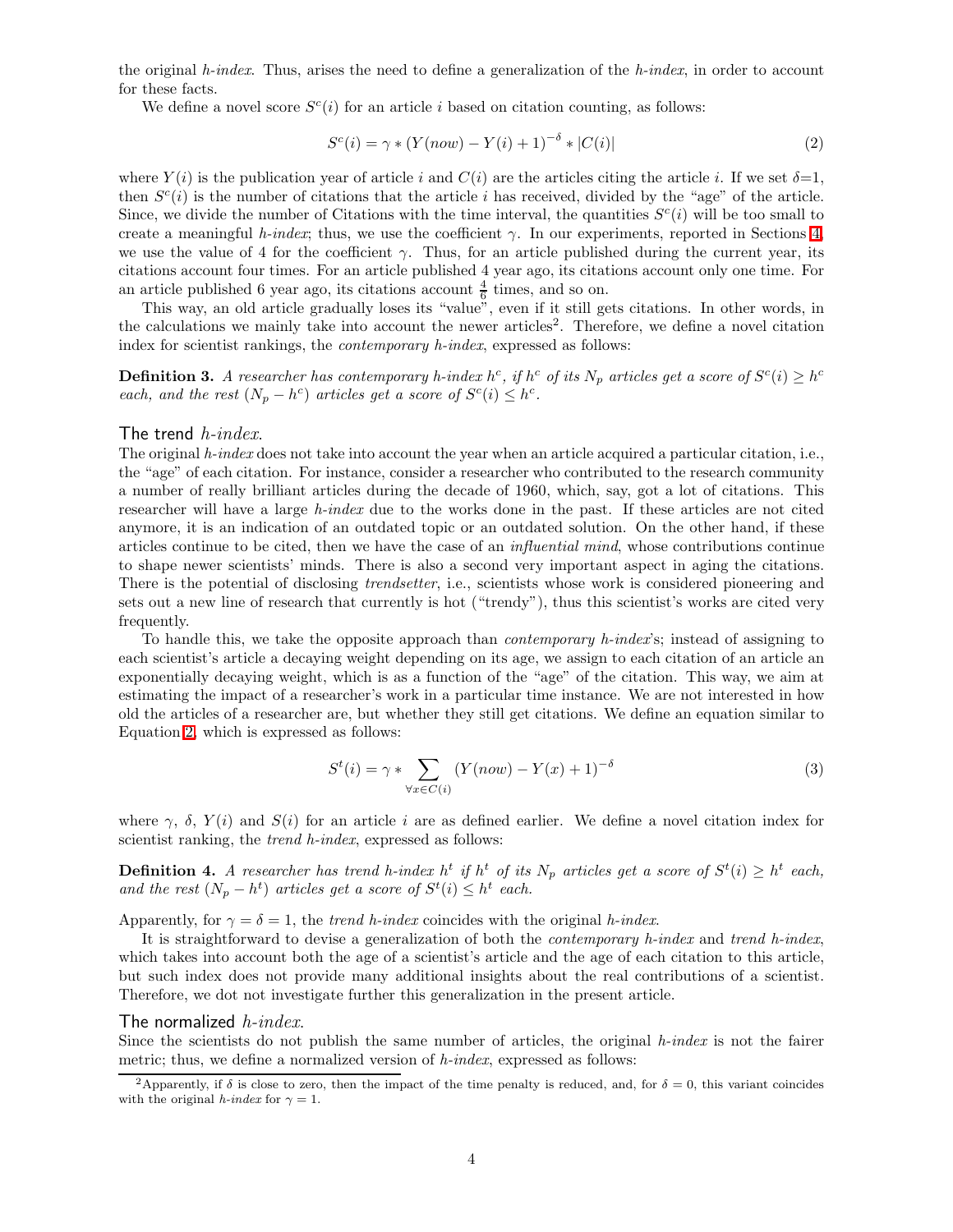the original *h-index*. Thus, arises the need to define a generalization of the *h-index*, in order to account for these facts.

We define a novel score $S^c(i)$ for an article $i$ based on citation counting, as follows:

$$S^c(i) = \gamma * (Y(now) - Y(i) + 1)^{-\delta} * |C(i)| \tag{2}$$

where $Y(i)$ is the publication year of article $i$ and $C(i)$ are the articles citing the article $i$. If we set $\delta$=1, then $S^c(i)$ is the number of citations that the article $i$ has received, divided by the "age" of the article. Since, we divide the number of Citations with the time interval, the quantities $S^c(i)$ will be too small to create a meaningful *h-index*; thus, we use the coefficient $\gamma$. In our experiments, reported in Sections 4, we use the value of 4 for the coefficient $\gamma$. Thus, for an article published during the current year, its citations account four times. For an article published 4 year ago, its citations account only one time. For an article published 6 year ago, its citations account $\frac{4}{6}$ times, and so on.

This way, an old article gradually loses its "value", even if it still gets citations. In other words, in the calculations we mainly take into account the newer articles[2]. Therefore, we define a novel citation index for scientist rankings, the *contemporary h-index*, expressed as follows:

**Definition 3.** *A researcher has contemporary h-index $h^c$, if $h^c$ of its $N_p$ articles get a score of $S^c(i) \geq h^c$ each, and the rest $(N_p - h^c)$ articles get a score of $S^c(i) \leq h^c$.*

### The trend *h-index*.

The original *h-index* does not take into account the year when an article acquired a particular citation, i.e., the "age" of each citation. For instance, consider a researcher who contributed to the research community a number of really brilliant articles during the decade of 1960, which, say, got a lot of citations. This researcher will have a large *h-index* due to the works done in the past. If these articles are not cited anymore, it is an indication of an outdated topic or an outdated solution. On the other hand, if these articles continue to be cited, then we have the case of an *influential mind*, whose contributions continue to shape newer scientists' minds. There is also a second very important aspect in aging the citations. There is the potential of disclosing *trendsetter*, i.e., scientists whose work is considered pioneering and sets out a new line of research that currently is hot ("trendy"), thus this scientist's works are cited very frequently.

To handle this, we take the opposite approach than *contemporary h-index*'s; instead of assigning to each scientist's article a decaying weight depending on its age, we assign to each citation of an article an exponentially decaying weight, which is as a function of the "age" of the citation. This way, we aim at estimating the impact of a researcher's work in a particular time instance. We are not interested in how old the articles of a researcher are, but whether they still get citations. We define an equation similar to Equation 2, which is expressed as follows:

$$S^t(i) = \gamma * \sum_{\forall x \in C(i)} (Y(now) - Y(x) + 1)^{-\delta} \tag{3}$$

where $\gamma$, $\delta$, $Y(i)$ and $S(i)$ for an article $i$ are as defined earlier. We define a novel citation index for scientist ranking, the *trend h-index*, expressed as follows:

**Definition 4.** *A researcher has trend h-index $h^t$ if $h^t$ of its $N_p$ articles get a score of $S^t(i) \geq h^t$ each, and the rest $(N_p - h^t)$ articles get a score of $S^t(i) \leq h^t$ each.*

Apparently, for $\gamma = \delta = 1$, the *trend h-index* coincides with the original *h-index*.

It is straightforward to devise a generalization of both the *contemporary h-index* and *trend h-index*, which takes into account both the age of a scientist's article and the age of each citation to this article, but such index does not provide many additional insights about the real contributions of a scientist. Therefore, we dot not investigate further this generalization in the present article.

### The normalized *h-index*.

Since the scientists do not publish the same number of articles, the original *h-index* is not the fairer metric; thus, we define a normalized version of *h-index*, expressed as follows:

[2] Apparently, if $\delta$ is close to zero, then the impact of the time penalty is reduced, and, for $\delta = 0$, this variant coincides with the original *h-index* for $\gamma = 1$.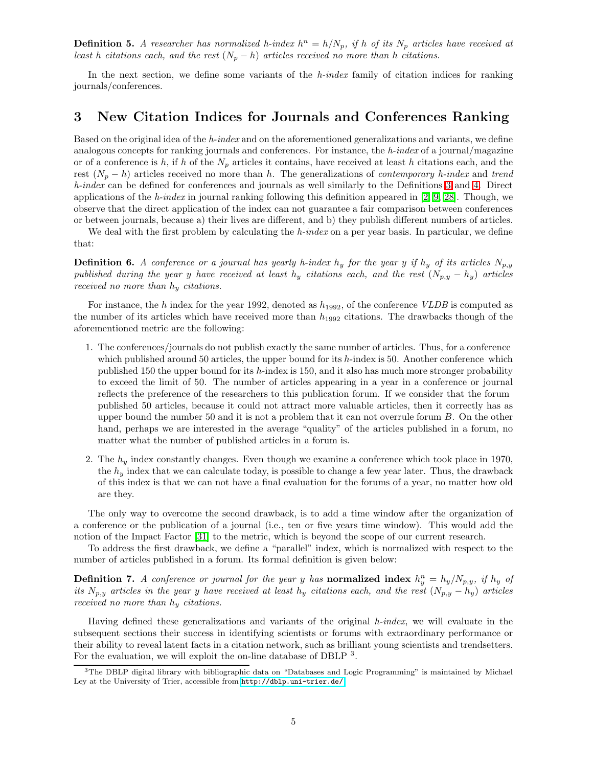**Definition 5.** *A researcher has normalized h-index $h^n = h/N_p$, if h of its $N_p$ articles have received at least h citations each, and the rest $(N_p - h)$ articles received no more than h citations.*

In the next section, we define some variants of the *h-index* family of citation indices for ranking journals/conferences.

# 3 New Citation Indices for Journals and Conferences Ranking

Based on the original idea of the *h-index* and on the aforementioned generalizations and variants, we define analogous concepts for ranking journals and conferences. For instance, the *h-index* of a journal/magazine or of a conference is $h$, if $h$ of the $N_p$ articles it contains, have received at least $h$ citations each, and the rest $(N_p - h)$ articles received no more than $h$. The generalizations of *contemporary h-index* and *trend h-index* can be defined for conferences and journals as well similarly to the Definitions 3 and 4. Direct applications of the *h-index* in journal ranking following this definition appeared in [2, 9, 28]. Though, we observe that the direct application of the index can not guarantee a fair comparison between conferences or between journals, because a) their lives are different, and b) they publish different numbers of articles.

We deal with the first problem by calculating the *h-index* on a per year basis. In particular, we define that:

**Definition 6.** *A conference or a journal has yearly h-index $h_y$ for the year y if $h_y$ of its articles $N_{p,y}$ published during the year y have received at least $h_y$ citations each, and the rest $(N_{p,y} - h_y)$ articles received no more than $h_y$ citations.*

For instance, the $h$ index for the year 1992, denoted as $h_{1992}$, of the conference *VLDB* is computed as the number of its articles which have received more than $h_{1992}$ citations. The drawbacks though of the aforementioned metric are the following:

1. The conferences/journals do not publish exactly the same number of articles. Thus, for a conference which published around 50 articles, the upper bound for its $h$-index is 50. Another conference which published 150 the upper bound for its $h$-index is 150, and it also has much more stronger probability to exceed the limit of 50. The number of articles appearing in a year in a conference or journal reflects the preference of the researchers to this publication forum. If we consider that the forum published 50 articles, because it could not attract more valuable articles, then it correctly has as upper bound the number 50 and it is not a problem that it can not overrule forum $B$. On the other hand, perhaps we are interested in the average "quality" of the articles published in a forum, no matter what the number of published articles in a forum is.

2. The $h_y$ index constantly changes. Even though we examine a conference which took place in 1970, the $h_y$ index that we can calculate today, is possible to change a few year later. Thus, the drawback of this index is that we can not have a final evaluation for the forums of a year, no matter how old are they.

The only way to overcome the second drawback, is to add a time window after the organization of a conference or the publication of a journal (i.e., ten or five years time window). This would add the notion of the Impact Factor [31] to the metric, which is beyond the scope of our current research.

To address the first drawback, we define a "parallel" index, which is normalized with respect to the number of articles published in a forum. Its formal definition is given below:

**Definition 7.** *A conference or journal for the year y has* **normalized index** *$h_y^n = h_y/N_{p,y}$, if $h_y$ of its $N_{p,y}$ articles in the year y have received at least $h_y$ citations each, and the rest $(N_{p,y} - h_y)$ articles received no more than $h_y$ citations.*

Having defined these generalizations and variants of the original *h-index*, we will evaluate in the subsequent sections their success in identifying scientists or forums with extraordinary performance or their ability to reveal latent facts in a citation network, such as brilliant young scientists and trendsetters. For the evaluation, we will exploit the on-line database of DBLP [3].

[3] The DBLP digital library with bibliographic data on "Databases and Logic Programming" is maintained by Michael Ley at the University of Trier, accessible from http://dblp.uni-trier.de/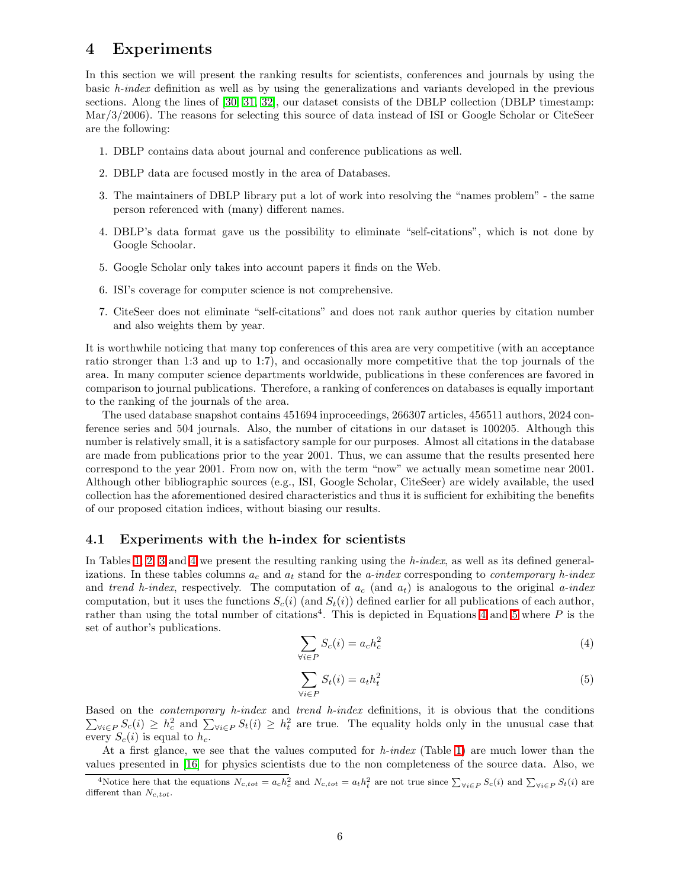# 4 Experiments

In this section we will present the ranking results for scientists, conferences and journals by using the basic *h-index* definition as well as by using the generalizations and variants developed in the previous sections. Along the lines of [30, 31, 32], our dataset consists of the DBLP collection (DBLP timestamp: Mar/3/2006). The reasons for selecting this source of data instead of ISI or Google Scholar or CiteSeer are the following:

1. DBLP contains data about journal and conference publications as well.
2. DBLP data are focused mostly in the area of Databases.
3. The maintainers of DBLP library put a lot of work into resolving the "names problem" - the same person referenced with (many) different names.
4. DBLP's data format gave us the possibility to eliminate "self-citations", which is not done by Google Schoolar.
5. Google Scholar only takes into account papers it finds on the Web.
6. ISI's coverage for computer science is not comprehensive.
7. CiteSeer does not eliminate "self-citations" and does not rank author queries by citation number and also weights them by year.

It is worthwhile noticing that many top conferences of this area are very competitive (with an acceptance ratio stronger than 1:3 and up to 1:7), and occasionally more competitive that the top journals of the area. In many computer science departments worldwide, publications in these conferences are favored in comparison to journal publications. Therefore, a ranking of conferences on databases is equally important to the ranking of the journals of the area.

The used database snapshot contains 451694 inproceedings, 266307 articles, 456511 authors, 2024 conference series and 504 journals. Also, the number of citations in our dataset is 100205. Although this number is relatively small, it is a satisfactory sample for our purposes. Almost all citations in the database are made from publications prior to the year 2001. Thus, we can assume that the results presented here correspond to the year 2001. From now on, with the term "now" we actually mean sometime near 2001. Although other bibliographic sources (e.g., ISI, Google Scholar, CiteSeer) are widely available, the used collection has the aforementioned desired characteristics and thus it is sufficient for exhibiting the benefits of our proposed citation indices, without biasing our results.

## 4.1 Experiments with the h-index for scientists

In Tables 1, 2, 3 and 4 we present the resulting ranking using the *h-index*, as well as its defined generalizations. In these tables columns $a_c$ and $a_t$ stand for the *a-index* corresponding to *contemporary h-index* and *trend h-index*, respectively. The computation of $a_c$ (and $a_t$) is analogous to the original *a-index* computation, but it uses the functions $S_c(i)$ (and $S_t(i)$) defined earlier for all publications of each author, rather than using the total number of citations[4]. This is depicted in Equations 4 and 5 where $P$ is the set of author's publications.

$$\sum_{\forall i \in P} S_c(i) = a_c h_c^2 \tag{4}$$

$$\sum_{\forall i \in P} S_t(i) = a_t h_t^2 \tag{5}$$

Based on the *contemporary h-index* and *trend h-index* definitions, it is obvious that the conditions $\sum_{\forall i \in P} S_c(i) \geq h_c^2$ and $\sum_{\forall i \in P} S_t(i) \geq h_t^2$ are true. The equality holds only in the unusual case that every $S_c(i)$ is equal to $h_c$.

At a first glance, we see that the values computed for *h-index* (Table 1) are much lower than the values presented in [16] for physics scientists due to the non completeness of the source data. Also, we

[4] Notice here that the equations $N_{c,tot} = a_c h_c^2$ and $N_{c,tot} = a_t h_t^2$ are not true since $\sum_{\forall i \in P} S_c(i)$ and $\sum_{\forall i \in P} S_t(i)$ are different than $N_{c,tot}$.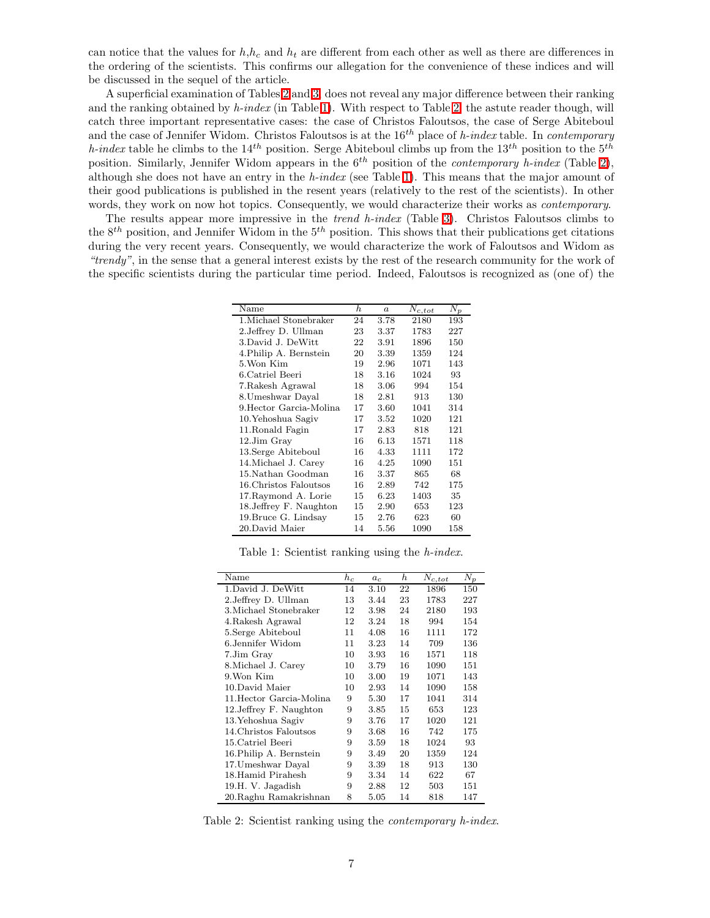can notice that the values for $h$,$h_c$ and $h_t$ are different from each other as well as there are differences in the ordering of the scientists. This confirms our allegation for the convenience of these indices and will be discussed in the sequel of the article.

A superficial examination of Tables 2 and 3, does not reveal any major difference between their ranking and the ranking obtained by *h-index* (in Table 1). With respect to Table 2, the astute reader though, will catch three important representative cases: the case of Christos Faloutsos, the case of Serge Abiteboul and the case of Jennifer Widom. Christos Faloutsos is at the $16^{th}$ place of *h-index* table. In *contemporary h-index* table he climbs to the $14^{th}$ position. Serge Abiteboul climbs up from the $13^{th}$ position to the $5^{th}$ position. Similarly, Jennifer Widom appears in the $6^{th}$ position of the *contemporary h-index* (Table 2), although she does not have an entry in the *h-index* (see Table 1). This means that the major amount of their good publications is published in the resent years (relatively to the rest of the scientists). In other words, they work on now hot topics. Consequently, we would characterize their works as *contemporary*.

The results appear more impressive in the *trend h-index* (Table 3). Christos Faloutsos climbs to the $8^{th}$ position, and Jennifer Widom in the $5^{th}$ position. This shows that their publications get citations during the very recent years. Consequently, we would characterize the work of Faloutsos and Widom as *"trendy"*, in the sense that a general interest exists by the rest of the research community for the work of the specific scientists during the particular time period. Indeed, Faloutsos is recognized as (one of) the

| Name | $h$ | $a$ | $N_{c,tot}$ | $N_p$ |
|---|---|---|---|---|
| 1.Michael Stonebraker | 24 | 3.78 | 2180 | 193 |
| 2.Jeffrey D. Ullman | 23 | 3.37 | 1783 | 227 |
| 3.David J. DeWitt | 22 | 3.91 | 1896 | 150 |
| 4.Philip A. Bernstein | 20 | 3.39 | 1359 | 124 |
| 5.Won Kim | 19 | 2.96 | 1071 | 143 |
| 6.Catriel Beeri | 18 | 3.16 | 1024 | 93 |
| 7.Rakesh Agrawal | 18 | 3.06 | 994 | 154 |
| 8.Umeshwar Dayal | 18 | 2.81 | 913 | 130 |
| 9.Hector Garcia-Molina | 17 | 3.60 | 1041 | 314 |
| 10.Yehoshua Sagiv | 17 | 3.52 | 1020 | 121 |
| 11.Ronald Fagin | 17 | 2.83 | 818 | 121 |
| 12.Jim Gray | 16 | 6.13 | 1571 | 118 |
| 13.Serge Abiteboul | 16 | 4.33 | 1111 | 172 |
| 14.Michael J. Carey | 16 | 4.25 | 1090 | 151 |
| 15.Nathan Goodman | 16 | 3.37 | 865 | 68 |
| 16.Christos Faloutsos | 16 | 2.89 | 742 | 175 |
| 17.Raymond A. Lorie | 15 | 6.23 | 1403 | 35 |
| 18.Jeffrey F. Naughton | 15 | 2.90 | 653 | 123 |
| 19.Bruce G. Lindsay | 15 | 2.76 | 623 | 60 |
| 20.David Maier | 14 | 5.56 | 1090 | 158 |

Table 1: Scientist ranking using the *h-index*.

| Name | $h_c$ | $a_c$ | $h$ | $N_{c,tot}$ | $N_p$ |
|---|---|---|---|---|---|
| 1.David J. DeWitt | 14 | 3.10 | 22 | 1896 | 150 |
| 2.Jeffrey D. Ullman | 13 | 3.44 | 23 | 1783 | 227 |
| 3.Michael Stonebraker | 12 | 3.98 | 24 | 2180 | 193 |
| 4.Rakesh Agrawal | 12 | 3.24 | 18 | 994 | 154 |
| 5.Serge Abiteboul | 11 | 4.08 | 16 | 1111 | 172 |
| 6.Jennifer Widom | 11 | 3.23 | 14 | 709 | 136 |
| 7.Jim Gray | 10 | 3.93 | 16 | 1571 | 118 |
| 8.Michael J. Carey | 10 | 3.79 | 16 | 1090 | 151 |
| 9.Won Kim | 10 | 3.00 | 19 | 1071 | 143 |
| 10.David Maier | 10 | 2.93 | 14 | 1090 | 158 |
| 11.Hector Garcia-Molina | 9 | 5.30 | 17 | 1041 | 314 |
| 12.Jeffrey F. Naughton | 9 | 3.85 | 15 | 653 | 123 |
| 13.Yehoshua Sagiv | 9 | 3.76 | 17 | 1020 | 121 |
| 14.Christos Faloutsos | 9 | 3.68 | 16 | 742 | 175 |
| 15.Catriel Beeri | 9 | 3.59 | 18 | 1024 | 93 |
| 16.Philip A. Bernstein | 9 | 3.49 | 20 | 1359 | 124 |
| 17.Umeshwar Dayal | 9 | 3.39 | 18 | 913 | 130 |
| 18.Hamid Pirahesh | 9 | 3.34 | 14 | 622 | 67 |
| 19.H. V. Jagadish | 9 | 2.88 | 12 | 503 | 151 |
| 20.Raghu Ramakrishnan | 8 | 5.05 | 14 | 818 | 147 |

Table 2: Scientist ranking using the *contemporary h-index*.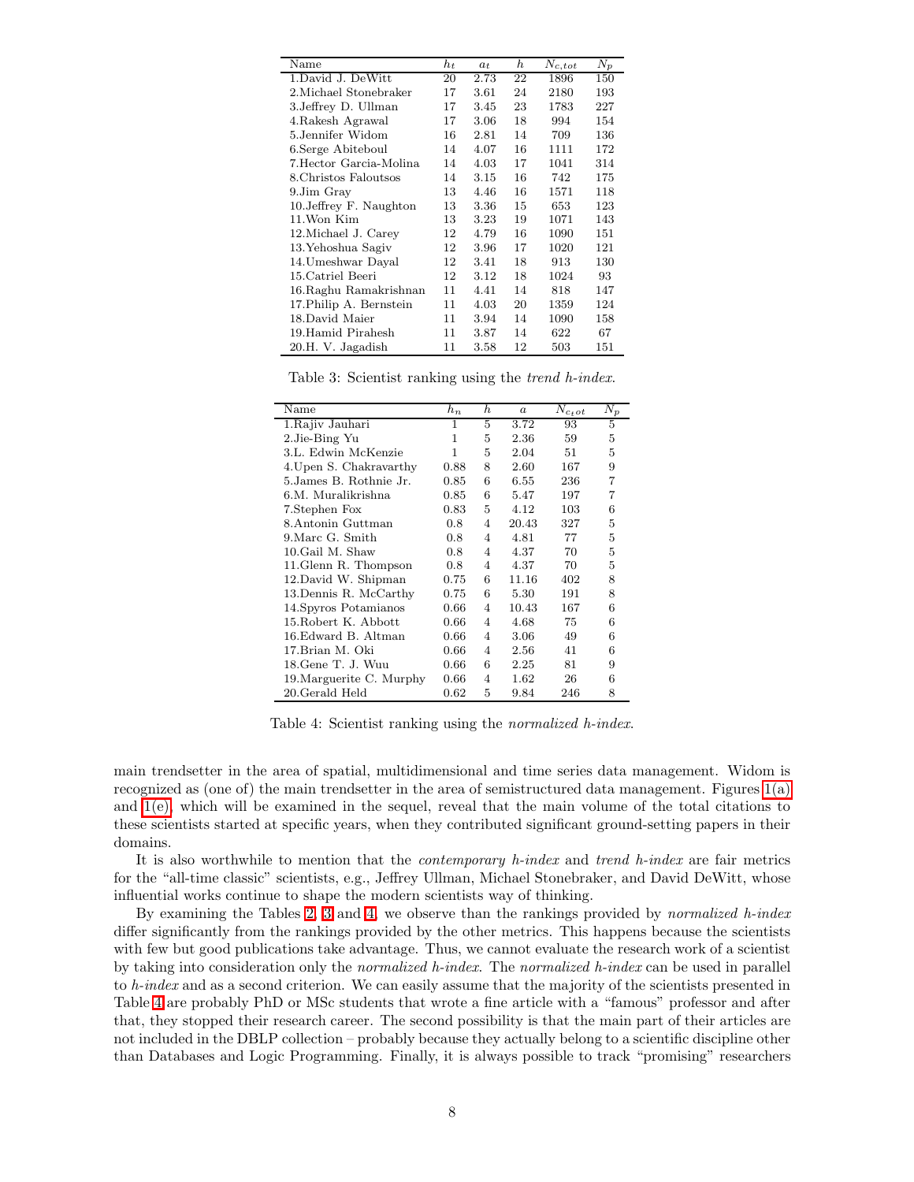| Name | $h_t$ | $a_t$ | $h$ | $N_{c,tot}$ | $N_p$ |
|---|---|---|---|---|---|
| 1.David J. DeWitt | 20 | 2.73 | 22 | 1896 | 150 |
| 2.Michael Stonebraker | 17 | 3.61 | 24 | 2180 | 193 |
| 3.Jeffrey D. Ullman | 17 | 3.45 | 23 | 1783 | 227 |
| 4.Rakesh Agrawal | 17 | 3.06 | 18 | 994 | 154 |
| 5.Jennifer Widom | 16 | 2.81 | 14 | 709 | 136 |
| 6.Serge Abiteboul | 14 | 4.07 | 16 | 1111 | 172 |
| 7.Hector Garcia-Molina | 14 | 4.03 | 17 | 1041 | 314 |
| 8.Christos Faloutsos | 14 | 3.15 | 16 | 742 | 175 |
| 9.Jim Gray | 13 | 4.46 | 16 | 1571 | 118 |
| 10.Jeffrey F. Naughton | 13 | 3.36 | 15 | 653 | 123 |
| 11.Won Kim | 13 | 3.23 | 19 | 1071 | 143 |
| 12.Michael J. Carey | 12 | 4.79 | 16 | 1090 | 151 |
| 13.Yehoshua Sagiv | 12 | 3.96 | 17 | 1020 | 121 |
| 14.Umeshwar Dayal | 12 | 3.41 | 18 | 913 | 130 |
| 15.Catriel Beeri | 12 | 3.12 | 18 | 1024 | 93 |
| 16.Raghu Ramakrishnan | 11 | 4.41 | 14 | 818 | 147 |
| 17.Philip A. Bernstein | 11 | 4.03 | 20 | 1359 | 124 |
| 18.David Maier | 11 | 3.94 | 14 | 1090 | 158 |
| 19.Hamid Pirahesh | 11 | 3.87 | 14 | 622 | 67 |
| 20.H. V. Jagadish | 11 | 3.58 | 12 | 503 | 151 |

Table 3: Scientist ranking using the *trend h-index*.

| Name | $h_n$ | $h$ | $a$ | $N_{c_tot}$ | $N_p$ |
|---|---|---|---|---|---|
| 1.Rajiv Jauhari | 1 | 5 | 3.72 | 93 | 5 |
| 2.Jie-Bing Yu | 1 | 5 | 2.36 | 59 | 5 |
| 3.L. Edwin McKenzie | 1 | 5 | 2.04 | 51 | 5 |
| 4.Upen S. Chakravarthy | 0.88 | 8 | 2.60 | 167 | 9 |
| 5.James B. Rothnie Jr. | 0.85 | 6 | 6.55 | 236 | 7 |
| 6.M. Muralikrishna | 0.85 | 6 | 5.47 | 197 | 7 |
| 7.Stephen Fox | 0.83 | 5 | 4.12 | 103 | 6 |
| 8.Antonin Guttman | 0.8 | 4 | 20.43 | 327 | 5 |
| 9.Marc G. Smith | 0.8 | 4 | 4.81 | 77 | 5 |
| 10.Gail M. Shaw | 0.8 | 4 | 4.37 | 70 | 5 |
| 11.Glenn R. Thompson | 0.8 | 4 | 4.37 | 70 | 5 |
| 12.David W. Shipman | 0.75 | 6 | 11.16 | 402 | 8 |
| 13.Dennis R. McCarthy | 0.75 | 6 | 5.30 | 191 | 8 |
| 14.Spyros Potamianos | 0.66 | 4 | 10.43 | 167 | 6 |
| 15.Robert K. Abbott | 0.66 | 4 | 4.68 | 75 | 6 |
| 16.Edward B. Altman | 0.66 | 4 | 3.06 | 49 | 6 |
| 17.Brian M. Oki | 0.66 | 4 | 2.56 | 41 | 6 |
| 18.Gene T. J. Wuu | 0.66 | 6 | 2.25 | 81 | 9 |
| 19.Marguerite C. Murphy | 0.66 | 4 | 1.62 | 26 | 6 |
| 20.Gerald Held | 0.62 | 5 | 9.84 | 246 | 8 |

Table 4: Scientist ranking using the *normalized h-index*.

main trendsetter in the area of spatial, multidimensional and time series data management. Widom is recognized as (one of) the main trendsetter in the area of semistructured data management. Figures 1(a) and 1(e), which will be examined in the sequel, reveal that the main volume of the total citations to these scientists started at specific years, when they contributed significant ground-setting papers in their domains.

It is also worthwhile to mention that the *contemporary h-index* and *trend h-index* are fair metrics for the "all-time classic" scientists, e.g., Jeffrey Ullman, Michael Stonebraker, and David DeWitt, whose influential works continue to shape the modern scientists way of thinking.

By examining the Tables 2, 3 and 4, we observe than the rankings provided by *normalized h-index* differ significantly from the rankings provided by the other metrics. This happens because the scientists with few but good publications take advantage. Thus, we cannot evaluate the research work of a scientist by taking into consideration only the *normalized h-index*. The *normalized h-index* can be used in parallel to *h-index* and as a second criterion. We can easily assume that the majority of the scientists presented in Table 4 are probably PhD or MSc students that wrote a fine article with a "famous" professor and after that, they stopped their research career. The second possibility is that the main part of their articles are not included in the DBLP collection – probably because they actually belong to a scientific discipline other than Databases and Logic Programming. Finally, it is always possible to track "promising" researchers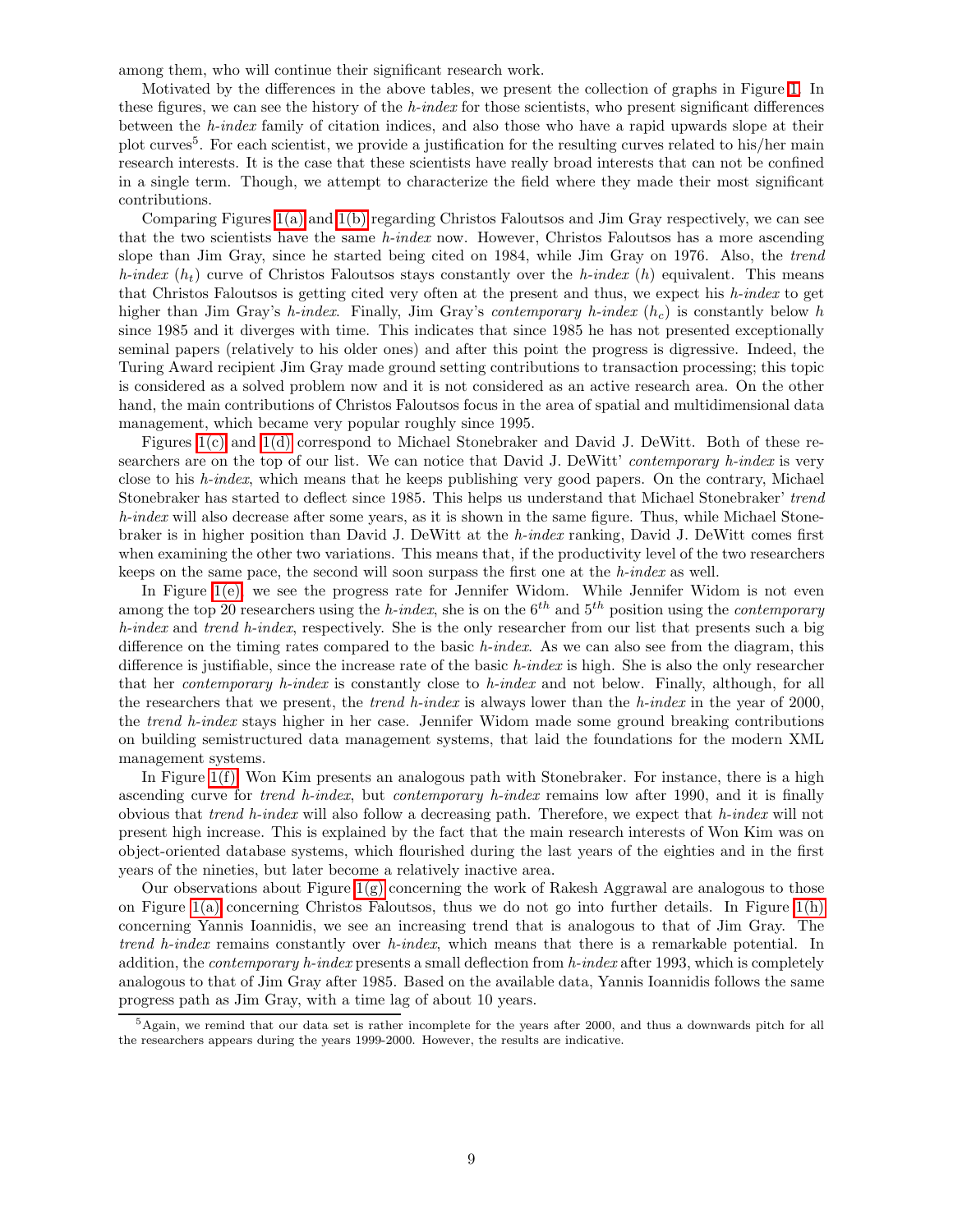among them, who will continue their significant research work.

Motivated by the differences in the above tables, we present the collection of graphs in Figure 1. In these figures, we can see the history of the *h-index* for those scientists, who present significant differences between the *h-index* family of citation indices, and also those who have a rapid upwards slope at their plot curves[5]. For each scientist, we provide a justification for the resulting curves related to his/her main research interests. It is the case that these scientists have really broad interests that can not be confined in a single term. Though, we attempt to characterize the field where they made their most significant contributions.

Comparing Figures 1(a) and 1(b) regarding Christos Faloutsos and Jim Gray respectively, we can see that the two scientists have the same *h-index* now. However, Christos Faloutsos has a more ascending slope than Jim Gray, since he started being cited on 1984, while Jim Gray on 1976. Also, the *trend h-index* ($h_t$) curve of Christos Faloutsos stays constantly over the *h-index* ($h$) equivalent. This means that Christos Faloutsos is getting cited very often at the present and thus, we expect his *h-index* to get higher than Jim Gray's *h-index*. Finally, Jim Gray's *contemporary h-index* ($h_c$) is constantly below $h$ since 1985 and it diverges with time. This indicates that since 1985 he has not presented exceptionally seminal papers (relatively to his older ones) and after this point the progress is digressive. Indeed, the Turing Award recipient Jim Gray made ground setting contributions to transaction processing; this topic is considered as a solved problem now and it is not considered as an active research area. On the other hand, the main contributions of Christos Faloutsos focus in the area of spatial and multidimensional data management, which became very popular roughly since 1995.

Figures 1(c) and 1(d) correspond to Michael Stonebraker and David J. DeWitt. Both of these researchers are on the top of our list. We can notice that David J. DeWitt' *contemporary h-index* is very close to his *h-index*, which means that he keeps publishing very good papers. On the contrary, Michael Stonebraker has started to deflect since 1985. This helps us understand that Michael Stonebraker' *trend h-index* will also decrease after some years, as it is shown in the same figure. Thus, while Michael Stonebraker is in higher position than David J. DeWitt at the *h-index* ranking, David J. DeWitt comes first when examining the other two variations. This means that, if the productivity level of the two researchers keeps on the same pace, the second will soon surpass the first one at the *h-index* as well.

In Figure 1(e), we see the progress rate for Jennifer Widom. While Jennifer Widom is not even among the top 20 researchers using the *h-index*, she is on the $6^{th}$ and $5^{th}$ position using the *contemporary h-index* and *trend h-index*, respectively. She is the only researcher from our list that presents such a big difference on the timing rates compared to the basic *h-index*. As we can also see from the diagram, this difference is justifiable, since the increase rate of the basic *h-index* is high. She is also the only researcher that her *contemporary h-index* is constantly close to *h-index* and not below. Finally, although, for all the researchers that we present, the *trend h-index* is always lower than the *h-index* in the year of 2000, the *trend h-index* stays higher in her case. Jennifer Widom made some ground breaking contributions on building semistructured data management systems, that laid the foundations for the modern XML management systems.

In Figure 1(f), Won Kim presents an analogous path with Stonebraker. For instance, there is a high ascending curve for *trend h-index*, but *contemporary h-index* remains low after 1990, and it is finally obvious that *trend h-index* will also follow a decreasing path. Therefore, we expect that *h-index* will not present high increase. This is explained by the fact that the main research interests of Won Kim was on object-oriented database systems, which flourished during the last years of the eighties and in the first years of the nineties, but later become a relatively inactive area.

Our observations about Figure 1(g) concerning the work of Rakesh Aggrawal are analogous to those on Figure 1(a) concerning Christos Faloutsos, thus we do not go into further details. In Figure 1(h) concerning Yannis Ioannidis, we see an increasing trend that is analogous to that of Jim Gray. The *trend h-index* remains constantly over *h-index*, which means that there is a remarkable potential. In addition, the *contemporary h-index* presents a small deflection from *h-index* after 1993, which is completely analogous to that of Jim Gray after 1985. Based on the available data, Yannis Ioannidis follows the same progress path as Jim Gray, with a time lag of about 10 years.

[5] Again, we remind that our data set is rather incomplete for the years after 2000, and thus a downwards pitch for all the researchers appears during the years 1999-2000. However, the results are indicative.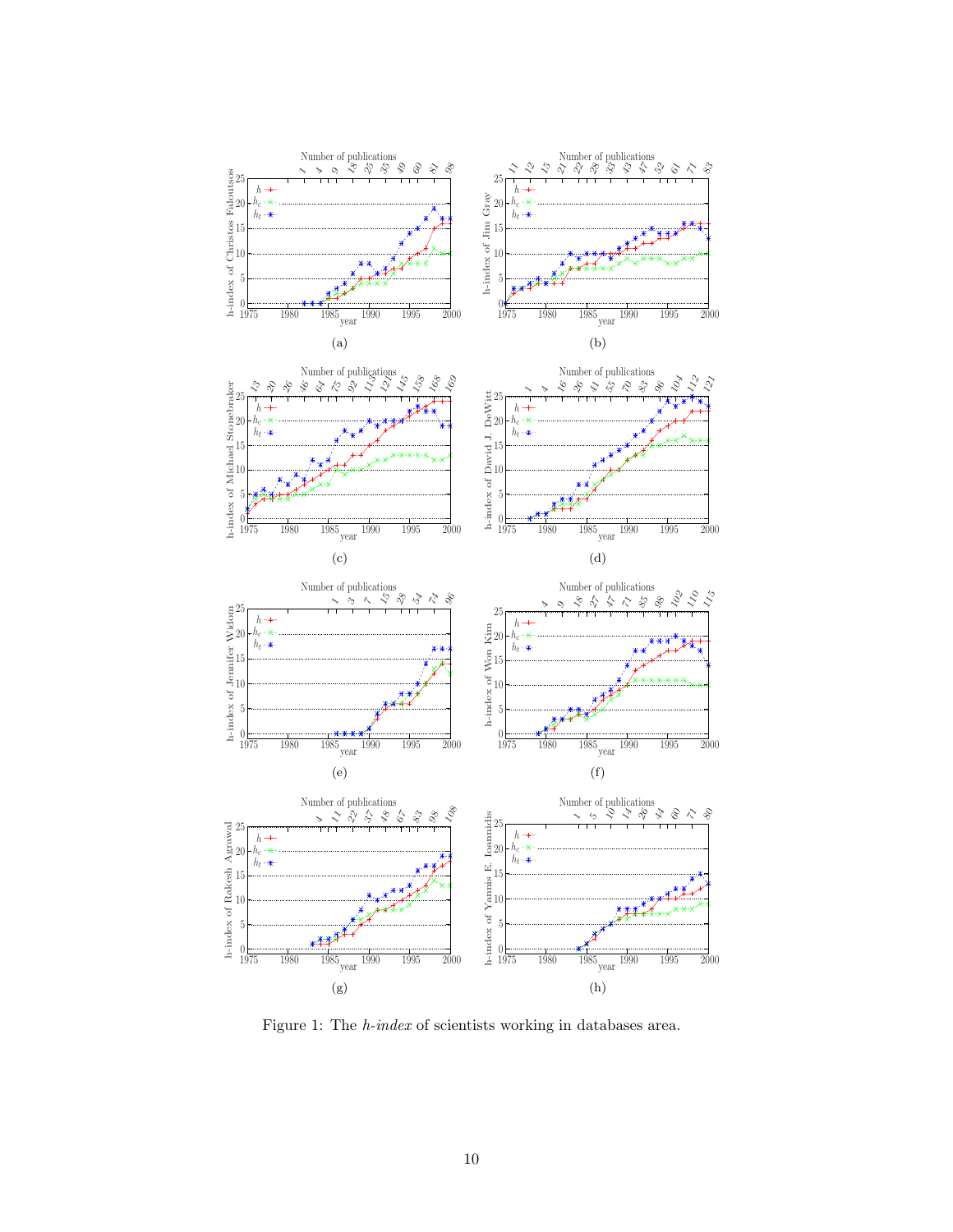Number of publications

1 4 9 18 25 35 49 60 81 98

h-index of Christos Faloutsos

$h$
$h_c$
$h_t$

year

(a)

Number of publications

11 12 15 21 22 28 33 43 47 52 61 71 83

h-index of Jim Gray

$h$
$h_c$
$h_t$

year

(b)

Number of publications

13 20 26 46 64 75 92 113 121 145 158 168 169

h-index of Michael Stonebraker

$h$
$h_c$
$h_t$

year

(c)

Number of publications

1 4 16 26 41 55 70 83 96 104 112 121

h-index of David J. DeWitt

$h$
$h_c$
$h_t$

year

(d)

Number of publications

1 3 7 15 28 54 74 96

h-index of Jennifer Widom

$h$
$h_c$
$h_t$

year

(e)

Number of publications

4 9 18 27 47 71 85 98 102 110 115

h-index of Won Kim

$h$
$h_c$
$h_t$

year

(f)

Number of publications

4 11 22 37 48 67 83 98 108

h-index of Rakesh Agrawal

$h$
$h_c$
$h_t$

year

(g)

Number of publications

1 5 10 14 26 44 60 71 80

h-index of Yannis E. Ioannidis

$h$
$h_c$
$h_t$

year

(h)

Figure 1: The *h-index* of scientists working in databases area.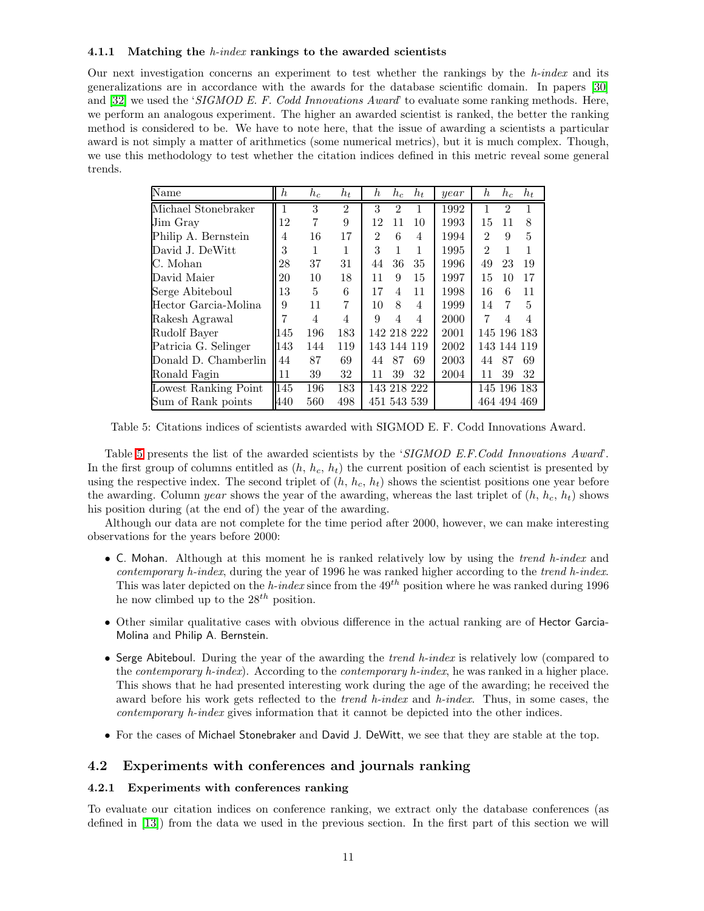#### 4.1.1 Matching the *h-index* rankings to the awarded scientists

Our next investigation concerns an experiment to test whether the rankings by the *h-index* and its generalizations are in accordance with the awards for the database scientific domain. In papers [30] and [32] we used the '*SIGMOD E. F. Codd Innovations Award*' to evaluate some ranking methods. Here, we perform an analogous experiment. The higher an awarded scientist is ranked, the better the ranking method is considered to be. We have to note here, that the issue of awarding a scientists a particular award is not simply a matter of arithmetics (some numerical metrics), but it is much complex. Though, we use this methodology to test whether the citation indices defined in this metric reveal some general trends.

| Name | $h$ | $h_c$ | $h_t$ | $h$ | $h_c$ | $h_t$ | *year* | $h$ | $h_c$ | $h_t$ |
|---|---|---|---|---|---|---|---|---|---|---|
| Michael Stonebraker | 1 | 3 | 2 | 3 | 2 | 1 | 1992 | 1 | 2 | 1 |
| Jim Gray | 12 | 7 | 9 | 12 | 11 | 10 | 1993 | 15 | 11 | 8 |
| Philip A. Bernstein | 4 | 16 | 17 | 2 | 6 | 4 | 1994 | 2 | 9 | 5 |
| David J. DeWitt | 3 | 1 | 1 | 3 | 1 | 1 | 1995 | 2 | 1 | 1 |
| C. Mohan | 28 | 37 | 31 | 44 | 36 | 35 | 1996 | 49 | 23 | 19 |
| David Maier | 20 | 10 | 18 | 11 | 9 | 15 | 1997 | 15 | 10 | 17 |
| Serge Abiteboul | 13 | 5 | 6 | 17 | 4 | 11 | 1998 | 16 | 6 | 11 |
| Hector Garcia-Molina | 9 | 11 | 7 | 10 | 8 | 4 | 1999 | 14 | 7 | 5 |
| Rakesh Agrawal | 7 | 4 | 4 | 9 | 4 | 4 | 2000 | 7 | 4 | 4 |
| Rudolf Bayer | 145 | 196 | 183 | 142 | 218 | 222 | 2001 | 145 | 196 | 183 |
| Patricia G. Selinger | 143 | 144 | 119 | 143 | 144 | 119 | 2002 | 143 | 144 | 119 |
| Donald D. Chamberlin | 44 | 87 | 69 | 44 | 87 | 69 | 2003 | 44 | 87 | 69 |
| Ronald Fagin | 11 | 39 | 32 | 11 | 39 | 32 | 2004 | 11 | 39 | 32 |
| Lowest Ranking Point | 145 | 196 | 183 | 143 | 218 | 222 | | 145 | 196 | 183 |
| Sum of Rank points | 440 | 560 | 498 | 451 | 543 | 539 | | 464 | 494 | 469 |

Table 5: Citations indices of scientists awarded with SIGMOD E. F. Codd Innovations Award.

Table 5 presents the list of the awarded scientists by the '*SIGMOD E.F.Codd Innovations Award*'. In the first group of columns entitled as ($h$, $h_c$, $h_t$) the current position of each scientist is presented by using the respective index. The second triplet of ($h$, $h_c$, $h_t$) shows the scientist positions one year before the awarding. Column *year* shows the year of the awarding, whereas the last triplet of ($h$, $h_c$, $h_t$) shows his position during (at the end of) the year of the awarding.

Although our data are not complete for the time period after 2000, however, we can make interesting observations for the years before 2000:

- C. Mohan. Although at this moment he is ranked relatively low by using the *trend h-index* and *contemporary h-index*, during the year of 1996 he was ranked higher according to the *trend h-index*. This was later depicted on the *h-index* since from the $49^{th}$ position where he was ranked during 1996 he now climbed up to the $28^{th}$ position.
- Other similar qualitative cases with obvious difference in the actual ranking are of Hector Garcia-Molina and Philip A. Bernstein.
- Serge Abiteboul. During the year of the awarding the *trend h-index* is relatively low (compared to the *contemporary h-index*). According to the *contemporary h-index*, he was ranked in a higher place. This shows that he had presented interesting work during the age of the awarding; he received the award before his work gets reflected to the *trend h-index* and *h-index*. Thus, in some cases, the *contemporary h-index* gives information that it cannot be depicted into the other indices.
- For the cases of Michael Stonebraker and David J. DeWitt, we see that they are stable at the top.

### 4.2 Experiments with conferences and journals ranking

#### 4.2.1 Experiments with conferences ranking

To evaluate our citation indices on conference ranking, we extract only the database conferences (as defined in [13]) from the data we used in the previous section. In the first part of this section we will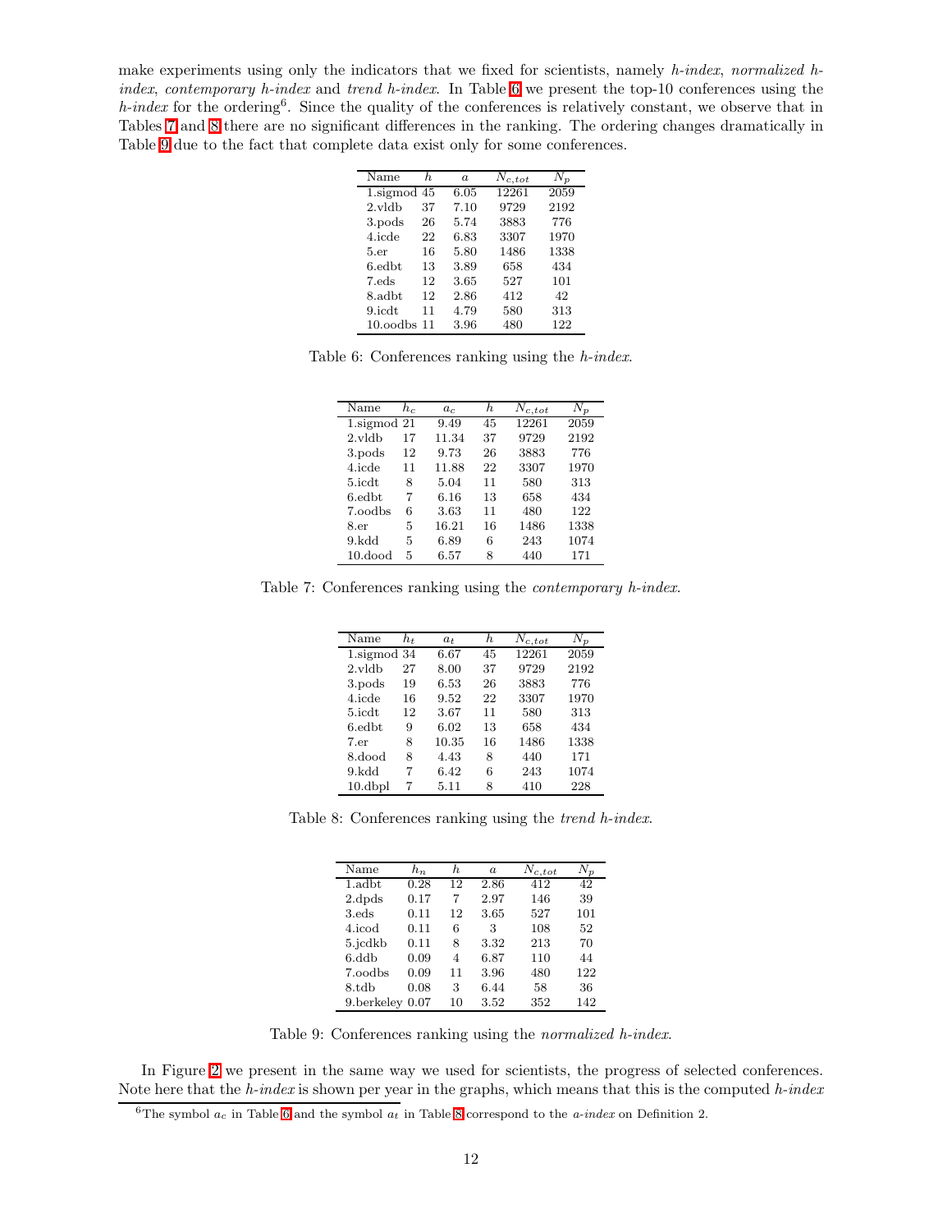make experiments using only the indicators that we fixed for scientists, namely *h-index*, *normalized h-index*, *contemporary h-index* and *trend h-index*. In Table 6 we present the top-10 conferences using the *h-index* for the ordering[6]. Since the quality of the conferences is relatively constant, we observe that in Tables 7 and 8 there are no significant differences in the ranking. The ordering changes dramatically in Table 9 due to the fact that complete data exist only for some conferences.

| Name | $h$ | $a$ | $N_{c,tot}$ | $N_p$ |
|---|---|---|---|---|
| 1.sigmod | 45 | 6.05 | 12261 | 2059 |
| 2.vldb | 37 | 7.10 | 9729 | 2192 |
| 3.pods | 26 | 5.74 | 3883 | 776 |
| 4.icde | 22 | 6.83 | 3307 | 1970 |
| 5.er | 16 | 5.80 | 1486 | 1338 |
| 6.edbt | 13 | 3.89 | 658 | 434 |
| 7.eds | 12 | 3.65 | 527 | 101 |
| 8.adbt | 12 | 2.86 | 412 | 42 |
| 9.icdt | 11 | 4.79 | 580 | 313 |
| 10.oodbs | 11 | 3.96 | 480 | 122 |

Table 6: Conferences ranking using the *h-index*.

| Name | $h_c$ | $a_c$ | $h$ | $N_{c,tot}$ | $N_p$ |
|---|---|---|---|---|---|
| 1.sigmod | 21 | 9.49 | 45 | 12261 | 2059 |
| 2.vldb | 17 | 11.34 | 37 | 9729 | 2192 |
| 3.pods | 12 | 9.73 | 26 | 3883 | 776 |
| 4.icde | 11 | 11.88 | 22 | 3307 | 1970 |
| 5.icdt | 8 | 5.04 | 11 | 580 | 313 |
| 6.edbt | 7 | 6.16 | 13 | 658 | 434 |
| 7.oodbs | 6 | 3.63 | 11 | 480 | 122 |
| 8.er | 5 | 16.21 | 16 | 1486 | 1338 |
| 9.kdd | 5 | 6.89 | 6 | 243 | 1074 |
| 10.dood | 5 | 6.57 | 8 | 440 | 171 |

Table 7: Conferences ranking using the *contemporary h-index*.

| Name | $h_t$ | $a_t$ | $h$ | $N_{c,tot}$ | $N_p$ |
|---|---|---|---|---|---|
| 1.sigmod | 34 | 6.67 | 45 | 12261 | 2059 |
| 2.vldb | 27 | 8.00 | 37 | 9729 | 2192 |
| 3.pods | 19 | 6.53 | 26 | 3883 | 776 |
| 4.icde | 16 | 9.52 | 22 | 3307 | 1970 |
| 5.icdt | 12 | 3.67 | 11 | 580 | 313 |
| 6.edbt | 9 | 6.02 | 13 | 658 | 434 |
| 7.er | 8 | 10.35 | 16 | 1486 | 1338 |
| 8.dood | 8 | 4.43 | 8 | 440 | 171 |
| 9.kdd | 7 | 6.42 | 6 | 243 | 1074 |
| 10.dbpl | 7 | 5.11 | 8 | 410 | 228 |

Table 8: Conferences ranking using the *trend h-index*.

| Name | $h_n$ | $h$ | $a$ | $N_{c,tot}$ | $N_p$ |
|---|---|---|---|---|---|
| 1.adbt | 0.28 | 12 | 2.86 | 412 | 42 |
| 2.dpds | 0.17 | 7 | 2.97 | 146 | 39 |
| 3.eds | 0.11 | 12 | 3.65 | 527 | 101 |
| 4.icod | 0.11 | 6 | 3 | 108 | 52 |
| 5.jcdkb | 0.11 | 8 | 3.32 | 213 | 70 |
| 6.ddb | 0.09 | 4 | 6.87 | 110 | 44 |
| 7.oodbs | 0.09 | 11 | 3.96 | 480 | 122 |
| 8.tdb | 0.08 | 3 | 6.44 | 58 | 36 |
| 9.berkeley | 0.07 | 10 | 3.52 | 352 | 142 |

Table 9: Conferences ranking using the *normalized h-index*.

In Figure 2 we present in the same way we used for scientists, the progress of selected conferences. Note here that the *h-index* is shown per year in the graphs, which means that this is the computed *h-index*

[6] The symbol $a_c$ in Table 6 and the symbol $a_t$ in Table 8 correspond to the *a-index* on Definition 2.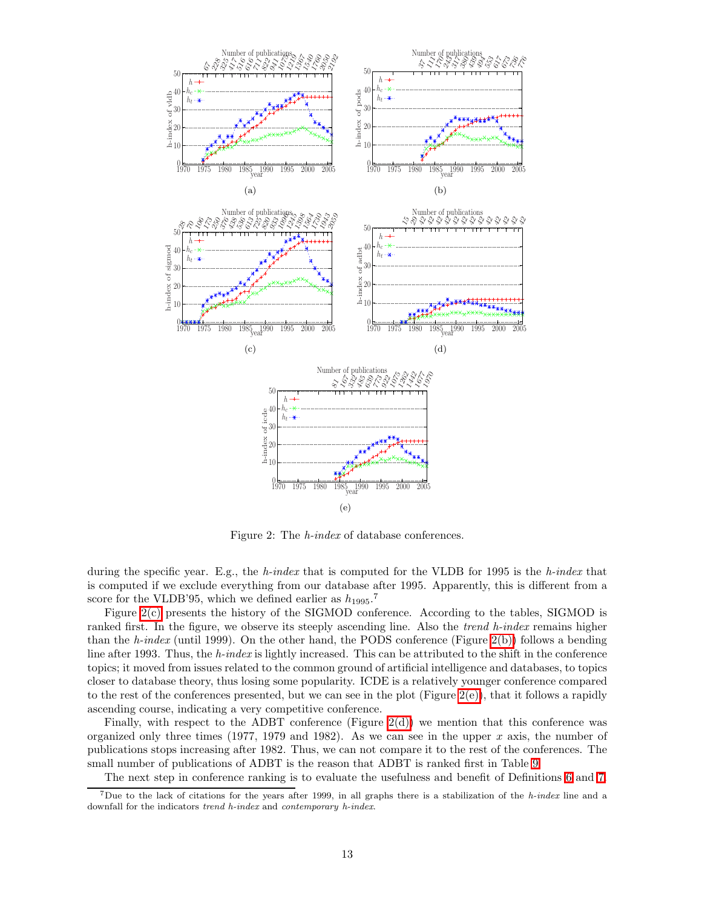Number of publications
67 228 325 417 516 616 711 822 941 1075 1219 1367 1540 1760 2050 2192

h-index of vldb

year

$h$ $h_c$ $h_t$

(a)

Number of publications
37 113 176 249 313 380 439 494 553 617 673 736 776

h-index of pods

year

$h$ $h_c$ $h_t$

(b)

Number of publications
28 70 106 173 250 376 438 536 613 725 820 933 1095 1245 1398 1564 1730 1943 2059

h-index of sigmod

year

$h$ $h_c$ $h_t$

(c)

Number of publications
15 29 42 42 42 42 42 42 42 42 42 42 42 42 42

h-index of adbt

year

$h$ $h_c$ $h_t$

(d)

Number of publications
81 167 332 485 639 773 922 1075 1262 1442 1677 1970

h-index of icde

year

$h$ $h_c$ $h_t$

(e)

Figure 2: The *h-index* of database conferences.

during the specific year. E.g., the *h-index* that is computed for the VLDB for 1995 is the *h-index* that is computed if we exclude everything from our database after 1995. Apparently, this is different from a score for the VLDB'95, which we defined earlier as $h_{1995}$.[7]

Figure 2(c) presents the history of the SIGMOD conference. According to the tables, SIGMOD is ranked first. In the figure, we observe its steeply ascending line. Also the *trend h-index* remains higher than the *h-index* (until 1999). On the other hand, the PODS conference (Figure 2(b)) follows a bending line after 1993. Thus, the *h-index* is lightly increased. This can be attributed to the shift in the conference topics; it moved from issues related to the common ground of artificial intelligence and databases, to topics closer to database theory, thus losing some popularity. ICDE is a relatively younger conference compared to the rest of the conferences presented, but we can see in the plot (Figure 2(e)), that it follows a rapidly ascending course, indicating a very competitive conference.

Finally, with respect to the ADBT conference (Figure 2(d)) we mention that this conference was organized only three times (1977, 1979 and 1982). As we can see in the upper $x$ axis, the number of publications stops increasing after 1982. Thus, we can not compare it to the rest of the conferences. The small number of publications of ADBT is the reason that ADBT is ranked first in Table 9.

The next step in conference ranking is to evaluate the usefulness and benefit of Definitions 6 and 7.

[7]Due to the lack of citations for the years after 1999, in all graphs there is a stabilization of the *h-index* line and a downfall for the indicators *trend h-index* and *contemporary h-index*.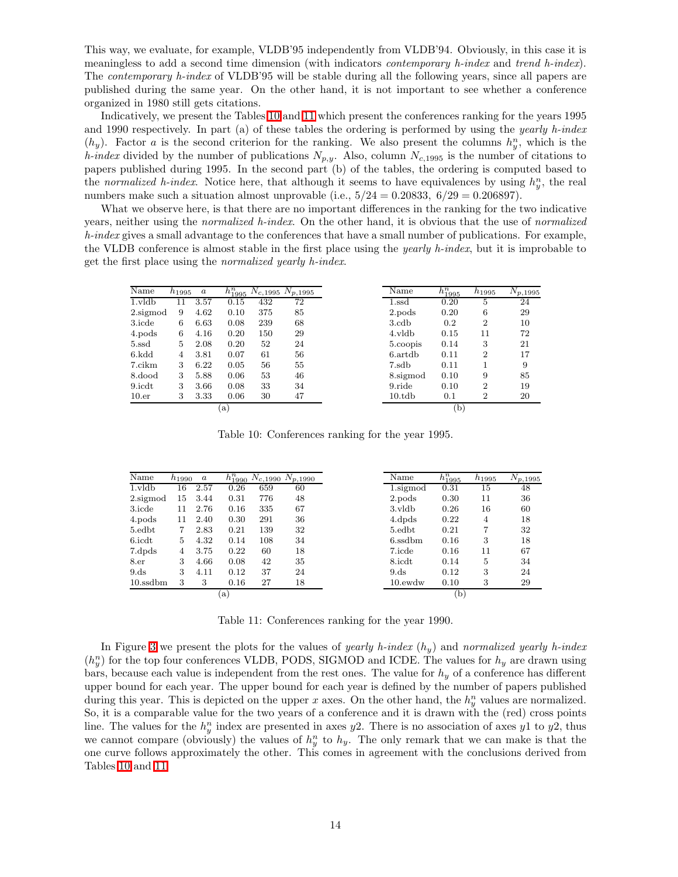This way, we evaluate, for example, VLDB'95 independently from VLDB'94. Obviously, in this case it is meaningless to add a second time dimension (with indicators *contemporary h-index* and *trend h-index*). The *contemporary h-index* of VLDB'95 will be stable during all the following years, since all papers are published during the same year. On the other hand, it is not important to see whether a conference organized in 1980 still gets citations.

Indicatively, we present the Tables 10 and 11 which present the conferences ranking for the years 1995 and 1990 respectively. In part (a) of these tables the ordering is performed by using the *yearly h-index* ($h_y$). Factor $a$ is the second criterion for the ranking. We also present the columns $h^n_y$, which is the *h-index* divided by the number of publications $N_{p,y}$. Also, column $N_{c,1995}$ is the number of citations to papers published during 1995. In the second part (b) of the tables, the ordering is computed based to the *normalized h-index*. Notice here, that although it seems to have equivalences by using $h^n_y$, the real numbers make such a situation almost unprovable (i.e., $5/24 = 0.20833,\ 6/29 = 0.206897$).

What we observe here, is that there are no important differences in the ranking for the two indicative years, neither using the *normalized h-index*. On the other hand, it is obvious that the use of *normalized h-index* gives a small advantage to the conferences that have a small number of publications. For example, the VLDB conference is almost stable in the first place using the *yearly h-index*, but it is improbable to get the first place using the *normalized yearly h-index*.

| Name | $h_{1995}$ | $a$ | $h^n_{1995}$ | $N_{c,1995}$ | $N_{p,1995}$ |
|---|---|---|---|---|---|
| 1.vldb | 11 | 3.57 | 0.15 | 432 | 72 |
| 2.sigmod | 9 | 4.62 | 0.10 | 375 | 85 |
| 3.icde | 6 | 6.63 | 0.08 | 239 | 68 |
| 4.pods | 6 | 4.16 | 0.20 | 150 | 29 |
| 5.ssd | 5 | 2.08 | 0.20 | 52 | 24 |
| 6.kdd | 4 | 3.81 | 0.07 | 61 | 56 |
| 7.cikm | 3 | 6.22 | 0.05 | 56 | 55 |
| 8.dood | 3 | 5.88 | 0.06 | 53 | 46 |
| 9.icdt | 3 | 3.66 | 0.08 | 33 | 34 |
| 10.er | 3 | 3.33 | 0.06 | 30 | 47 |

(a)

| Name | $h^n_{1995}$ | $h_{1995}$ | $N_{p,1995}$ |
|---|---|---|---|
| 1.ssd | 0.20 | 5 | 24 |
| 2.pods | 0.20 | 6 | 29 |
| 3.cdb | 0.2 | 2 | 10 |
| 4.vldb | 0.15 | 11 | 72 |
| 5.coopis | 0.14 | 3 | 21 |
| 6.artdb | 0.11 | 2 | 17 |
| 7.sdb | 0.11 | 1 | 9 |
| 8.sigmod | 0.10 | 9 | 85 |
| 9.ride | 0.10 | 2 | 19 |
| 10.tdb | 0.1 | 2 | 20 |

(b)

Table 10: Conferences ranking for the year 1995.

| Name | $h_{1990}$ | $a$ | $h^n_{1990}$ | $N_{c,1990}$ | $N_{p,1990}$ |
|---|---|---|---|---|---|
| 1.vldb | 16 | 2.57 | 0.26 | 659 | 60 |
| 2.sigmod | 15 | 3.44 | 0.31 | 776 | 48 |
| 3.icde | 11 | 2.76 | 0.16 | 335 | 67 |
| 4.pods | 11 | 2.40 | 0.30 | 291 | 36 |
| 5.edbt | 7 | 2.83 | 0.21 | 139 | 32 |
| 6.icdt | 5 | 4.32 | 0.14 | 108 | 34 |
| 7.dpds | 4 | 3.75 | 0.22 | 60 | 18 |
| 8.er | 3 | 4.66 | 0.08 | 42 | 35 |
| 9.ds | 3 | 4.11 | 0.12 | 37 | 24 |
| 10.ssdbm | 3 | 3 | 0.16 | 27 | 18 |

(a)

| Name | $h^n_{1995}$ | $h_{1995}$ | $N_{p,1995}$ |
|---|---|---|---|
| 1.sigmod | 0.31 | 15 | 48 |
| 2.pods | 0.30 | 11 | 36 |
| 3.vldb | 0.26 | 16 | 60 |
| 4.dpds | 0.22 | 4 | 18 |
| 5.edbt | 0.21 | 7 | 32 |
| 6.ssdbm | 0.16 | 3 | 18 |
| 7.icde | 0.16 | 11 | 67 |
| 8.icdt | 0.14 | 5 | 34 |
| 9.ds | 0.12 | 3 | 24 |
| 10.ewdw | 0.10 | 3 | 29 |

(b)

Table 11: Conferences ranking for the year 1990.

In Figure 3 we present the plots for the values of *yearly h-index* ($h_y$) and *normalized yearly h-index* ($h^n_y$) for the top four conferences VLDB, PODS, SIGMOD and ICDE. The values for $h_y$ are drawn using bars, because each value is independent from the rest ones. The value for $h_y$ of a conference has different upper bound for each year. The upper bound for each year is defined by the number of papers published during this year. This is depicted on the upper $x$ axes. On the other hand, the $h^n_y$ values are normalized. So, it is a comparable value for the two years of a conference and it is drawn with the (red) cross points line. The values for the $h^n_y$ index are presented in axes $y2$. There is no association of axes $y1$ to $y2$, thus we cannot compare (obviously) the values of $h^n_y$ to $h_y$. The only remark that we can make is that the one curve follows approximately the other. This comes in agreement with the conclusions derived from Tables 10 and 11.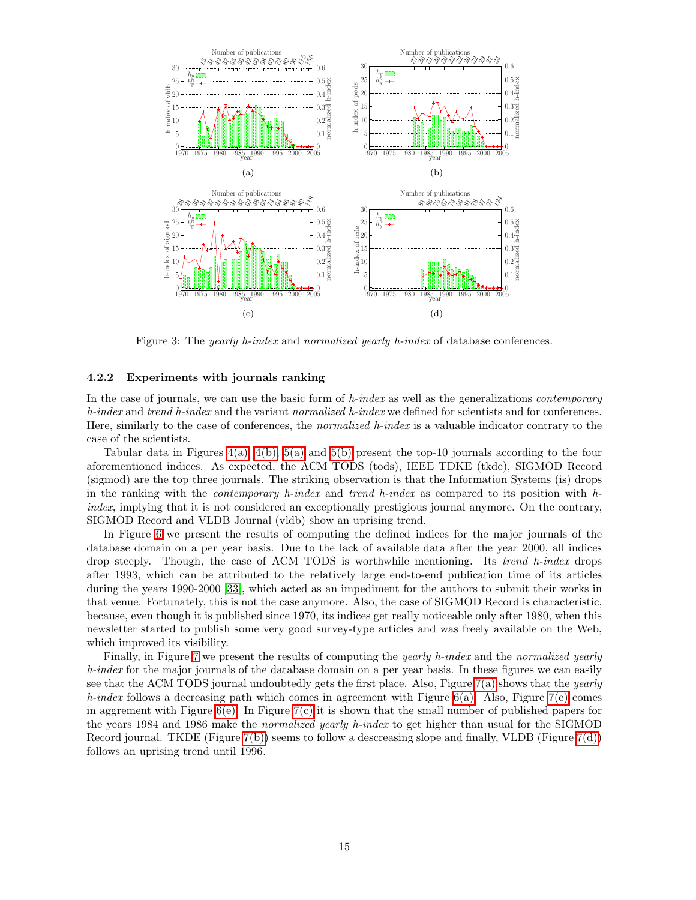Number of publications

15 31 40 37 55 56 42 60 58 69 72 82 96 115 150

30 25 20 15 10 5 0

h-index of vldb

0.6 0.5 0.4 0.3 0.2 0.1 0

normalized h-index

1970 1975 1980 1985 1990 1995 2000 2005

year

(a)

Number of publications

57 36 31 38 38 33 32 26 32 29 27 34

h-index of pods

year

(b)

Number of publications

28 21 36 31 27 21 37 31 37 62 48 65 74 64 96 81 82 118

h-index of sigmod

year

(c)

Number of publications

81 86 75 67 71 56 81 78 97 97 124

h-index of icde

year

(d)

Figure 3: The *yearly h-index* and *normalized yearly h-index* of database conferences.

### 4.2.2 Experiments with journals ranking

In the case of journals, we can use the basic form of *h-index* as well as the generalizations *contemporary h-index* and *trend h-index* and the variant *normalized h-index* we defined for scientists and for conferences. Here, similarly to the case of conferences, the *normalized h-index* is a valuable indicator contrary to the case of the scientists.

Tabular data in Figures 4(a), 4(b), 5(a) and 5(b) present the top-10 journals according to the four aforementioned indices. As expected, the ACM TODS (tods), IEEE TDKE (tkde), SIGMOD Record (sigmod) are the top three journals. The striking observation is that the Information Systems (is) drops in the ranking with the *contemporary h-index* and *trend h-index* as compared to its position with *h-index*, implying that it is not considered an exceptionally prestigious journal anymore. On the contrary, SIGMOD Record and VLDB Journal (vldb) show an uprising trend.

In Figure 6 we present the results of computing the defined indices for the major journals of the database domain on a per year basis. Due to the lack of available data after the year 2000, all indices drop steeply. Though, the case of ACM TODS is worthwhile mentioning. Its *trend h-index* drops after 1993, which can be attributed to the relatively large end-to-end publication time of its articles during the years 1990-2000 [33], which acted as an impediment for the authors to submit their works in that venue. Fortunately, this is not the case anymore. Also, the case of SIGMOD Record is characteristic, because, even though it is published since 1970, its indices get really noticeable only after 1980, when this newsletter started to publish some very good survey-type articles and was freely available on the Web, which improved its visibility.

Finally, in Figure 7 we present the results of computing the *yearly h-index* and the *normalized yearly h-index* for the major journals of the database domain on a per year basis. In these figures we can easily see that the ACM TODS journal undoubtedly gets the first place. Also, Figure 7(a) shows that the *yearly h-index* follows a decreasing path which comes in agreement with Figure 6(a). Also, Figure 7(e) comes in aggrement with Figure 6(e). In Figure 7(c) it is shown that the small number of published papers for the years 1984 and 1986 make the *normalized yearly h-index* to get higher than usual for the SIGMOD Record journal. TKDE (Figure 7(b)) seems to follow a descreasing slope and finally, VLDB (Figure 7(d)) follows an uprising trend until 1996.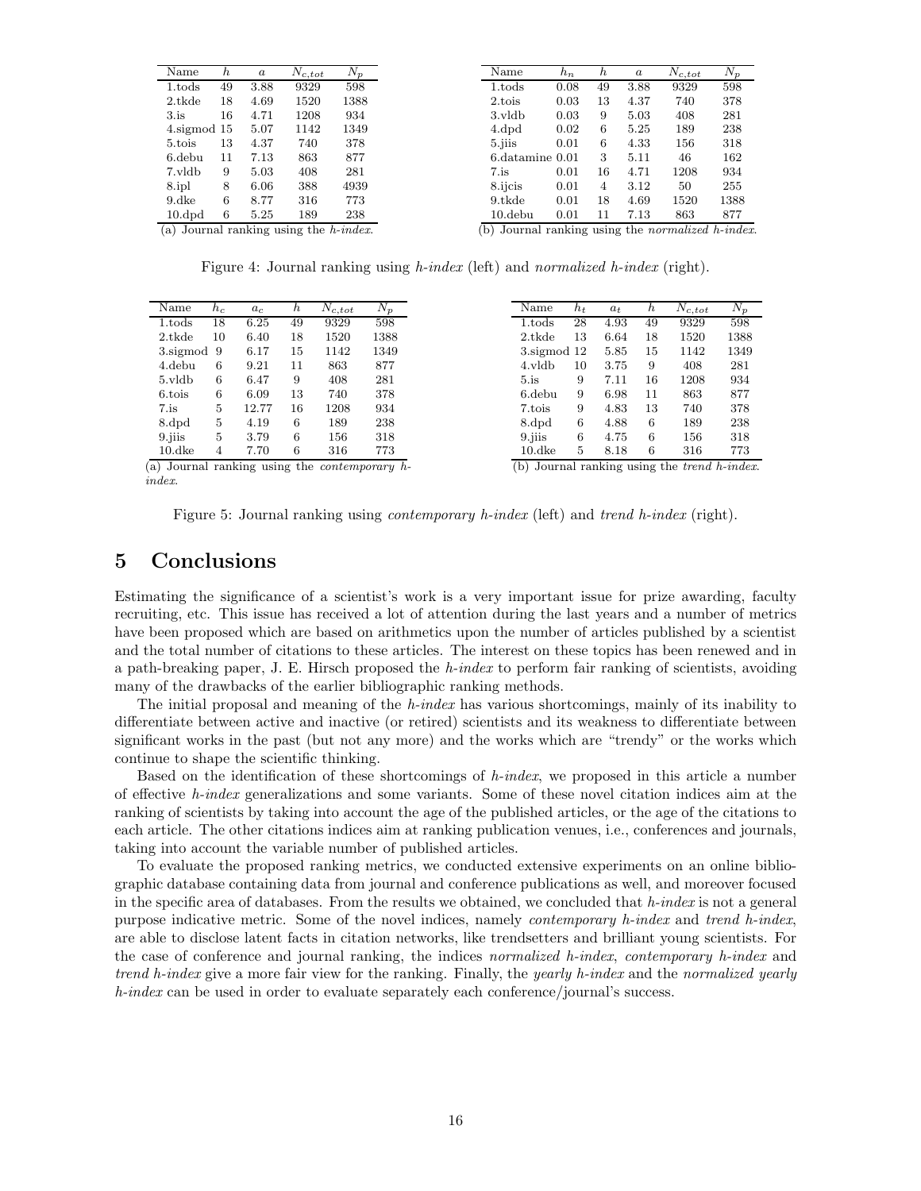| Name | $h$ | $a$ | $N_{c,tot}$ | $N_p$ |
|---|---|---|---|---|
| 1.tods | 49 | 3.88 | 9329 | 598 |
| 2.tkde | 18 | 4.69 | 1520 | 1388 |
| 3.is | 16 | 4.71 | 1208 | 934 |
| 4.sigmod | 15 | 5.07 | 1142 | 1349 |
| 5.tois | 13 | 4.37 | 740 | 378 |
| 6.debu | 11 | 7.13 | 863 | 877 |
| 7.vldb | 9 | 5.03 | 408 | 281 |
| 8.ipl | 8 | 6.06 | 388 | 4939 |
| 9.dke | 6 | 8.77 | 316 | 773 |
| 10.dpd | 6 | 5.25 | 189 | 238 |

(a) Journal ranking using the *h-index*.

| Name | $h_n$ | $h$ | $a$ | $N_{c,tot}$ | $N_p$ |
|---|---|---|---|---|---|
| 1.tods | 0.08 | 49 | 3.88 | 9329 | 598 |
| 2.tois | 0.03 | 13 | 4.37 | 740 | 378 |
| 3.vldb | 0.03 | 9 | 5.03 | 408 | 281 |
| 4.dpd | 0.02 | 6 | 5.25 | 189 | 238 |
| 5.jiis | 0.01 | 6 | 4.33 | 156 | 318 |
| 6.datamine | 0.01 | 3 | 5.11 | 46 | 162 |
| 7.is | 0.01 | 16 | 4.71 | 1208 | 934 |
| 8.ijcis | 0.01 | 4 | 3.12 | 50 | 255 |
| 9.tkde | 0.01 | 18 | 4.69 | 1520 | 1388 |
| 10.debu | 0.01 | 11 | 7.13 | 863 | 877 |

(b) Journal ranking using the *normalized h-index*.

Figure 4: Journal ranking using *h-index* (left) and *normalized h-index* (right).

| Name | $h_c$ | $a_c$ | $h$ | $N_{c,tot}$ | $N_p$ |
|---|---|---|---|---|---|
| 1.tods | 18 | 6.25 | 49 | 9329 | 598 |
| 2.tkde | 10 | 6.40 | 18 | 1520 | 1388 |
| 3.sigmod | 9 | 6.17 | 15 | 1142 | 1349 |
| 4.debu | 6 | 9.21 | 11 | 863 | 877 |
| 5.vldb | 6 | 6.47 | 9 | 408 | 281 |
| 6.tois | 6 | 6.09 | 13 | 740 | 378 |
| 7.is | 5 | 12.77 | 16 | 1208 | 934 |
| 8.dpd | 5 | 4.19 | 6 | 189 | 238 |
| 9.jiis | 5 | 3.79 | 6 | 156 | 318 |
| 10.dke | 4 | 7.70 | 6 | 316 | 773 |

(a) Journal ranking using the *contemporary h-index*.

| Name | $h_t$ | $a_t$ | $h$ | $N_{c,tot}$ | $N_p$ |
|---|---|---|---|---|---|
| 1.tods | 28 | 4.93 | 49 | 9329 | 598 |
| 2.tkde | 13 | 6.64 | 18 | 1520 | 1388 |
| 3.sigmod | 12 | 5.85 | 15 | 1142 | 1349 |
| 4.vldb | 10 | 3.75 | 9 | 408 | 281 |
| 5.is | 9 | 7.11 | 16 | 1208 | 934 |
| 6.debu | 9 | 6.98 | 11 | 863 | 877 |
| 7.tois | 9 | 4.83 | 13 | 740 | 378 |
| 8.dpd | 6 | 4.88 | 6 | 189 | 238 |
| 9.jiis | 6 | 4.75 | 6 | 156 | 318 |
| 10.dke | 5 | 8.18 | 6 | 316 | 773 |

(b) Journal ranking using the *trend h-index*.

Figure 5: Journal ranking using *contemporary h-index* (left) and *trend h-index* (right).

## 5 Conclusions

Estimating the significance of a scientist's work is a very important issue for prize awarding, faculty recruiting, etc. This issue has received a lot of attention during the last years and a number of metrics have been proposed which are based on arithmetics upon the number of articles published by a scientist and the total number of citations to these articles. The interest on these topics has been renewed and in a path-breaking paper, J. E. Hirsch proposed the *h-index* to perform fair ranking of scientists, avoiding many of the drawbacks of the earlier bibliographic ranking methods.

The initial proposal and meaning of the *h-index* has various shortcomings, mainly of its inability to differentiate between active and inactive (or retired) scientists and its weakness to differentiate between significant works in the past (but not any more) and the works which are "trendy" or the works which continue to shape the scientific thinking.

Based on the identification of these shortcomings of *h-index*, we proposed in this article a number of effective *h-index* generalizations and some variants. Some of these novel citation indices aim at the ranking of scientists by taking into account the age of the published articles, or the age of the citations to each article. The other citations indices aim at ranking publication venues, i.e., conferences and journals, taking into account the variable number of published articles.

To evaluate the proposed ranking metrics, we conducted extensive experiments on an online bibliographic database containing data from journal and conference publications as well, and moreover focused in the specific area of databases. From the results we obtained, we concluded that *h-index* is not a general purpose indicative metric. Some of the novel indices, namely *contemporary h-index* and *trend h-index*, are able to disclose latent facts in citation networks, like trendsetters and brilliant young scientists. For the case of conference and journal ranking, the indices *normalized h-index*, *contemporary h-index* and *trend h-index* give a more fair view for the ranking. Finally, the *yearly h-index* and the *normalized yearly h-index* can be used in order to evaluate separately each conference/journal's success.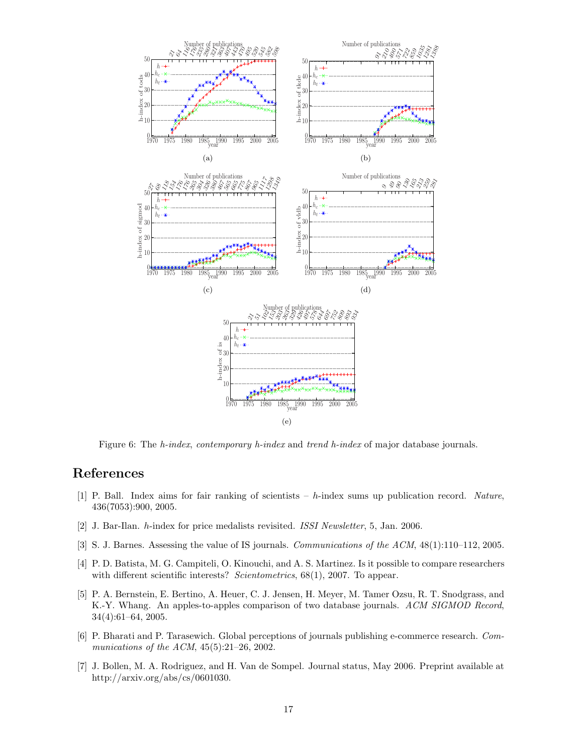Number of publications

21 64 116 176 235 280 321 363 407 443 470 495 520 545 582 598

50 40 30 20 10 0

h-index of tods

$h$ $h_c$ $h_t$

1970 1975 1980 1985 1990 1995 2000 2005

year

(a)

Number of publications

91 210 400 571 722 859 1025 1281 1388

50 40 30 20 10 0

h-index of tkde

$h$ $h_c$ $h_t$

1970 1975 1980 1985 1990 1995 2000 2005

year

(b)

Number of publications

27 68 118 154 176 265 304 326 380 467 565 665 775 867 965 1117 1298 1349

50 40 30 20 10 0

h-index of sigmod

$h$ $h_c$ $h_t$

1970 1975 1980 1985 1990 1995 2000 2005

year

(c)

Number of publications

9 49 90 130 165 213 259 281

50 40 30 20 10 0

h-index of vldb

$h$ $h_c$ $h_t$

1970 1975 1980 1985 1990 1995 2000 2005

year

(d)

Number of publications

21 51 102 153 203 263 329 426 497 578 644 697 752 809 893 934

50 40 30 20 10 0

h-index of is

$h$ $h_c$ $h_t$

1970 1975 1980 1985 1990 1995 2000 2005

year

(e)

Figure 6: The *h-index*, *contemporary h-index* and *trend h-index* of major database journals.

# References

[1] P. Ball. Index aims for fair ranking of scientists – $h$-index sums up publication record. *Nature*, 436(7053):900, 2005.

[2] J. Bar-Ilan. $h$-index for price medalists revisited. *ISSI Newsletter*, 5, Jan. 2006.

[3] S. J. Barnes. Assessing the value of IS journals. *Communications of the ACM*, 48(1):110–112, 2005.

[4] P. D. Batista, M. G. Campiteli, O. Kinouchi, and A. S. Martinez. Is it possible to compare researchers with different scientific interests? *Scientometrics*, 68(1), 2007. To appear.

[5] P. A. Bernstein, E. Bertino, A. Heuer, C. J. Jensen, H. Meyer, M. Tamer Ozsu, R. T. Snodgrass, and K.-Y. Whang. An apples-to-apples comparison of two database journals. *ACM SIGMOD Record*, 34(4):61–64, 2005.

[6] P. Bharati and P. Tarasewich. Global perceptions of journals publishing e-commerce research. *Communications of the ACM*, 45(5):21–26, 2002.

[7] J. Bollen, M. A. Rodriguez, and H. Van de Sompel. Journal status, May 2006. Preprint available at http://arxiv.org/abs/cs/0601030.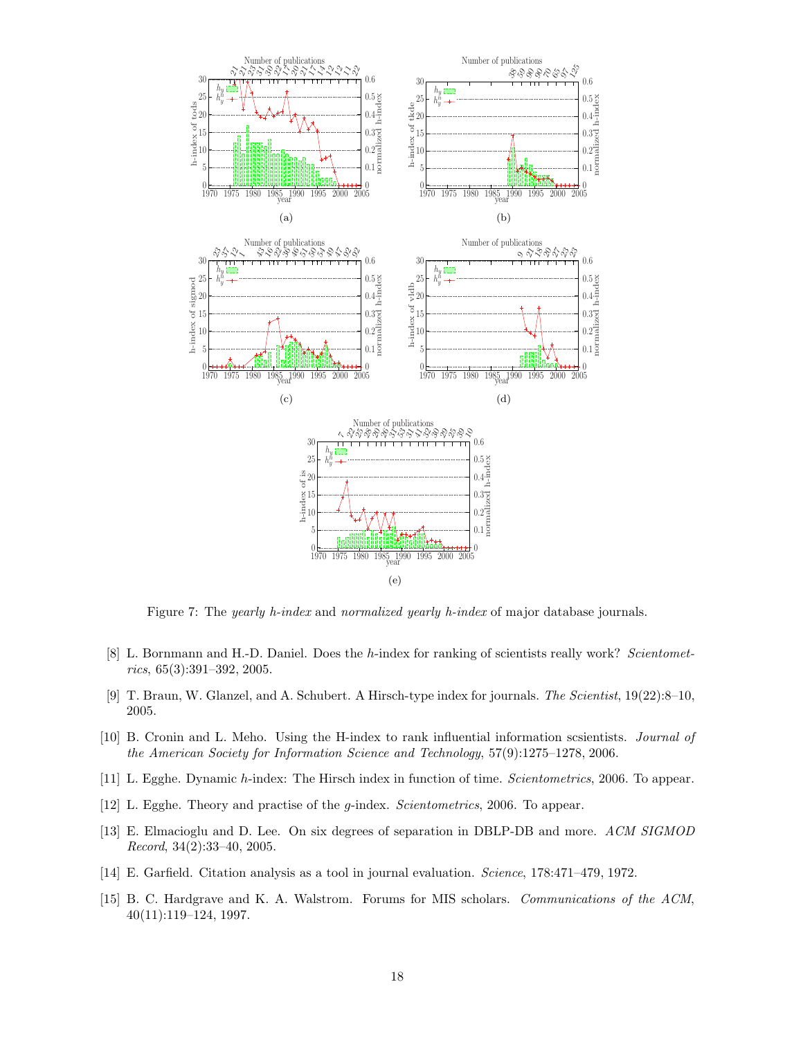Number of publications
21 21 23 31 30 22 17 20 21 17 14 12 11 22
30 25 20 15 10 5 0
h-index of tods
$h_y$
$h_y^n$
0.6 0.5 0.4 0.3 0.2 0.1 0
normalized h-index
1970 1975 1980 1985 1990 1995 2000 2005
year

(a)

Number of publications
38 59 90 90 70 65 97 125
30 25 20 15 10 5 0
h-index of tkde
$h_y$
$h_y^n$
0.6 0.5 0.4 0.3 0.2 0.1 0
normalized h-index
1970 1975 1980 1985 1990 1995 2000 2005
year

(b)

Number of publications
23 37 12 1 43 16 22 36 46 51 50 54 49 47 92 92
30 25 20 15 10 5 0
h-index of sigmod
$h_y$
$h_y^n$
0.6 0.5 0.4 0.3 0.2 0.1 0
normalized h-index
1970 1975 1980 1985 1990 1995 2000 2005
year

(c)

Number of publications
9 21 18 20 27 23 23
30 25 20 15 10 5 0
h-index of vldb
$h_y$
$h_y^n$
0.6 0.5 0.4 0.3 0.2 0.1 0
normalized h-index
1970 1975 1980 1985 1990 1995 2000 2005
year

(d)

Number of publications
7 22 25 26 20 26 31 53 31 41 32 30 29 25 39 10
30 25 20 15 10 5 0
h-index of is
$h_y$
$h_y^n$
0.6 0.5 0.4 0.3 0.2 0.1 0
normalized h-index
1970 1975 1980 1985 1990 1995 2000 2005
year

(e)

Figure 7: The *yearly h-index* and *normalized yearly h-index* of major database journals.

[8] L. Bornmann and H.-D. Daniel. Does the *h*-index for ranking of scientists really work? *Scientometrics*, 65(3):391–392, 2005.

[9] T. Braun, W. Glanzel, and A. Schubert. A Hirsch-type index for journals. *The Scientist*, 19(22):8–10, 2005.

[10] B. Cronin and L. Meho. Using the H-index to rank influential information scsientists. *Journal of the American Society for Information Science and Technology*, 57(9):1275–1278, 2006.

[11] L. Egghe. Dynamic *h*-index: The Hirsch index in function of time. *Scientometrics*, 2006. To appear.

[12] L. Egghe. Theory and practise of the *g*-index. *Scientometrics*, 2006. To appear.

[13] E. Elmacioglu and D. Lee. On six degrees of separation in DBLP-DB and more. *ACM SIGMOD Record*, 34(2):33–40, 2005.

[14] E. Garfield. Citation analysis as a tool in journal evaluation. *Science*, 178:471–479, 1972.

[15] B. C. Hardgrave and K. A. Walstrom. Forums for MIS scholars. *Communications of the ACM*, 40(11):119–124, 1997.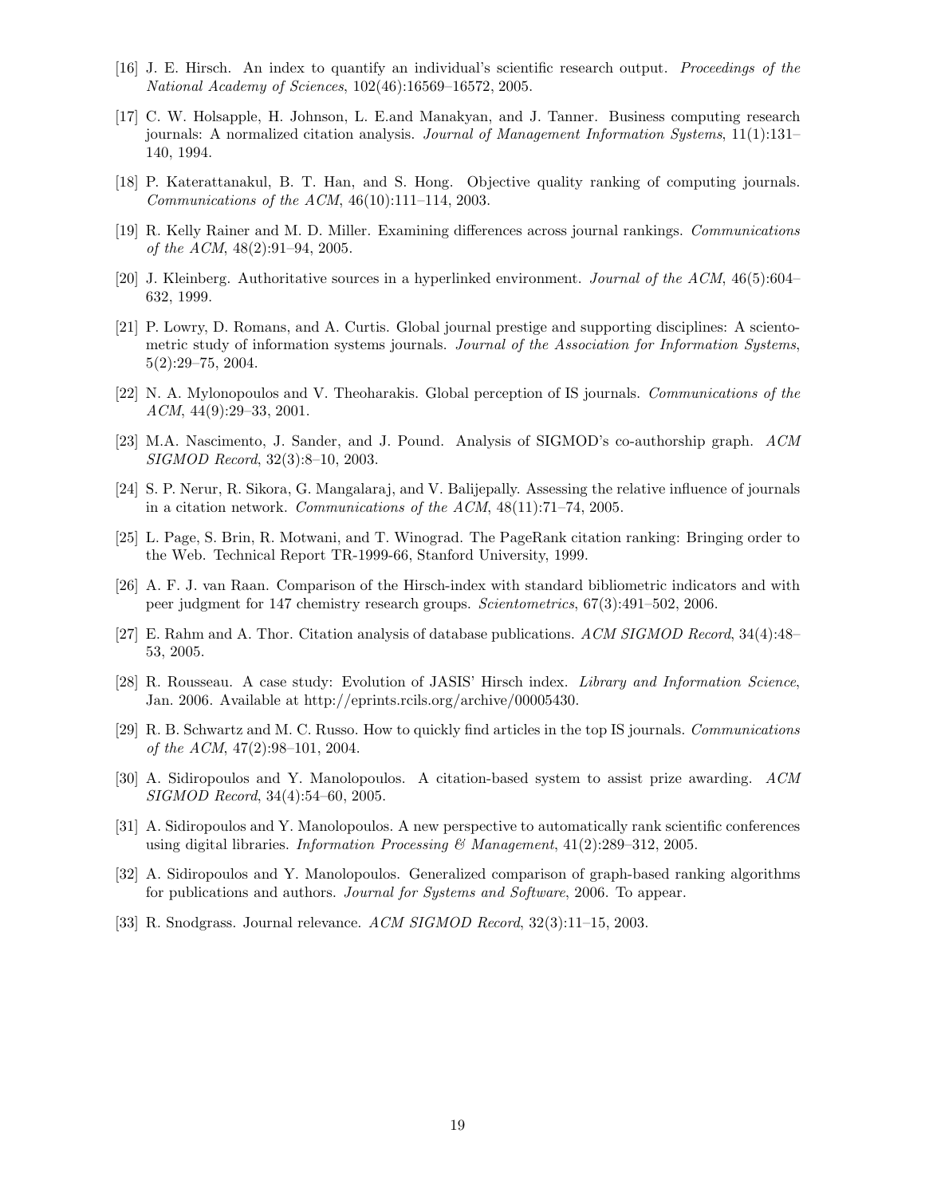[16] J. E. Hirsch. An index to quantify an individual's scientific research output. *Proceedings of the National Academy of Sciences*, 102(46):16569–16572, 2005.

[17] C. W. Holsapple, H. Johnson, L. E.and Manakyan, and J. Tanner. Business computing research journals: A normalized citation analysis. *Journal of Management Information Systems*, 11(1):131–140, 1994.

[18] P. Katerattanakul, B. T. Han, and S. Hong. Objective quality ranking of computing journals. *Communications of the ACM*, 46(10):111–114, 2003.

[19] R. Kelly Rainer and M. D. Miller. Examining differences across journal rankings. *Communications of the ACM*, 48(2):91–94, 2005.

[20] J. Kleinberg. Authoritative sources in a hyperlinked environment. *Journal of the ACM*, 46(5):604–632, 1999.

[21] P. Lowry, D. Romans, and A. Curtis. Global journal prestige and supporting disciplines: A scientometric study of information systems journals. *Journal of the Association for Information Systems*, 5(2):29–75, 2004.

[22] N. A. Mylonopoulos and V. Theoharakis. Global perception of IS journals. *Communications of the ACM*, 44(9):29–33, 2001.

[23] M.A. Nascimento, J. Sander, and J. Pound. Analysis of SIGMOD's co-authorship graph. *ACM SIGMOD Record*, 32(3):8–10, 2003.

[24] S. P. Nerur, R. Sikora, G. Mangalaraj, and V. Balijepally. Assessing the relative influence of journals in a citation network. *Communications of the ACM*, 48(11):71–74, 2005.

[25] L. Page, S. Brin, R. Motwani, and T. Winograd. The PageRank citation ranking: Bringing order to the Web. Technical Report TR-1999-66, Stanford University, 1999.

[26] A. F. J. van Raan. Comparison of the Hirsch-index with standard bibliometric indicators and with peer judgment for 147 chemistry research groups. *Scientometrics*, 67(3):491–502, 2006.

[27] E. Rahm and A. Thor. Citation analysis of database publications. *ACM SIGMOD Record*, 34(4):48–53, 2005.

[28] R. Rousseau. A case study: Evolution of JASIS' Hirsch index. *Library and Information Science*, Jan. 2006. Available at http://eprints.rcils.org/archive/00005430.

[29] R. B. Schwartz and M. C. Russo. How to quickly find articles in the top IS journals. *Communications of the ACM*, 47(2):98–101, 2004.

[30] A. Sidiropoulos and Y. Manolopoulos. A citation-based system to assist prize awarding. *ACM SIGMOD Record*, 34(4):54–60, 2005.

[31] A. Sidiropoulos and Y. Manolopoulos. A new perspective to automatically rank scientific conferences using digital libraries. *Information Processing & Management*, 41(2):289–312, 2005.

[32] A. Sidiropoulos and Y. Manolopoulos. Generalized comparison of graph-based ranking algorithms for publications and authors. *Journal for Systems and Software*, 2006. To appear.

[33] R. Snodgrass. Journal relevance. *ACM SIGMOD Record*, 32(3):11–15, 2003.